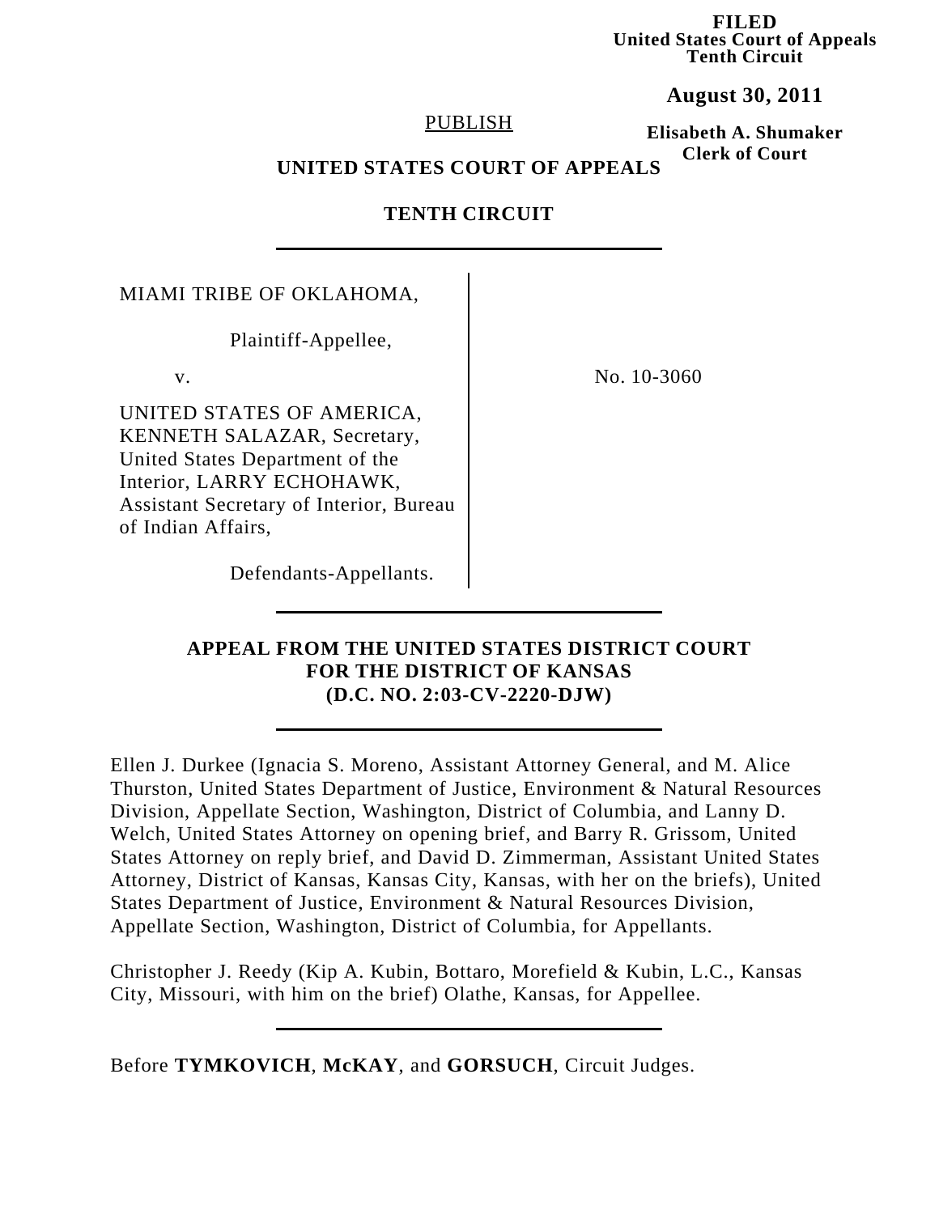**FILED**
**United States Court of Appeals**
**Tenth Circuit**

**August 30, 2011**

**Elisabeth A. Shumaker**
**Clerk of Court**

PUBLISH

**UNITED STATES COURT OF APPEALS**

**TENTH CIRCUIT**

---

MIAMI TRIBE OF OKLAHOMA,

Plaintiff-Appellee,

v.

UNITED STATES OF AMERICA, KENNETH SALAZAR, Secretary, United States Department of the Interior, LARRY ECHOHAWK, Assistant Secretary of Interior, Bureau of Indian Affairs,

Defendants-Appellants.

No. 10-3060

---

**APPEAL FROM THE UNITED STATES DISTRICT COURT**
**FOR THE DISTRICT OF KANSAS**
**(D.C. NO. 2:03-CV-2220-DJW)**

---

Ellen J. Durkee (Ignacia S. Moreno, Assistant Attorney General, and M. Alice Thurston, United States Department of Justice, Environment & Natural Resources Division, Appellate Section, Washington, District of Columbia, and Lanny D. Welch, United States Attorney on opening brief, and Barry R. Grissom, United States Attorney on reply brief, and David D. Zimmerman, Assistant United States Attorney, District of Kansas, Kansas City, Kansas, with her on the briefs), United States Department of Justice, Environment & Natural Resources Division, Appellate Section, Washington, District of Columbia, for Appellants.

Christopher J. Reedy (Kip A. Kubin, Bottaro, Morefield & Kubin, L.C., Kansas City, Missouri, with him on the brief) Olathe, Kansas, for Appellee.

---

Before **TYMKOVICH**, **McKAY**, and **GORSUCH**, Circuit Judges.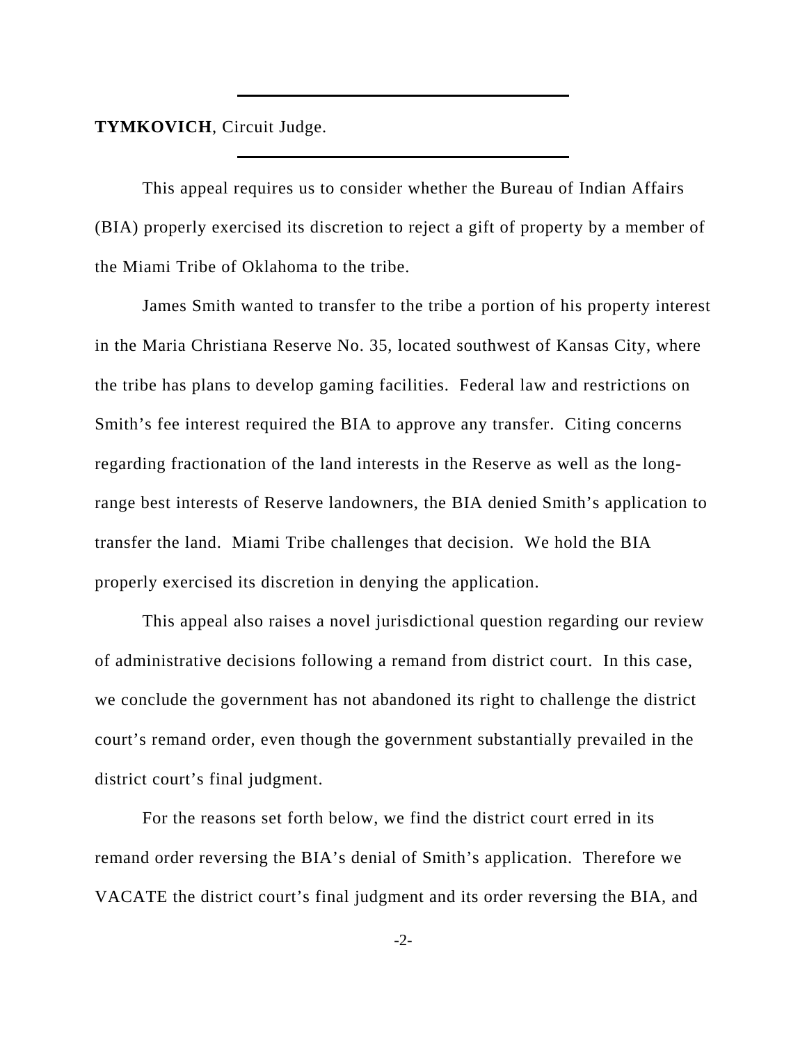**TYMKOVICH**, Circuit Judge.

This appeal requires us to consider whether the Bureau of Indian Affairs (BIA) properly exercised its discretion to reject a gift of property by a member of the Miami Tribe of Oklahoma to the tribe.

James Smith wanted to transfer to the tribe a portion of his property interest in the Maria Christiana Reserve No. 35, located southwest of Kansas City, where the tribe has plans to develop gaming facilities. Federal law and restrictions on Smith's fee interest required the BIA to approve any transfer. Citing concerns regarding fractionation of the land interests in the Reserve as well as the long-range best interests of Reserve landowners, the BIA denied Smith's application to transfer the land. Miami Tribe challenges that decision. We hold the BIA properly exercised its discretion in denying the application.

This appeal also raises a novel jurisdictional question regarding our review of administrative decisions following a remand from district court. In this case, we conclude the government has not abandoned its right to challenge the district court's remand order, even though the government substantially prevailed in the district court's final judgment.

For the reasons set forth below, we find the district court erred in its remand order reversing the BIA's denial of Smith's application. Therefore we VACATE the district court's final judgment and its order reversing the BIA, and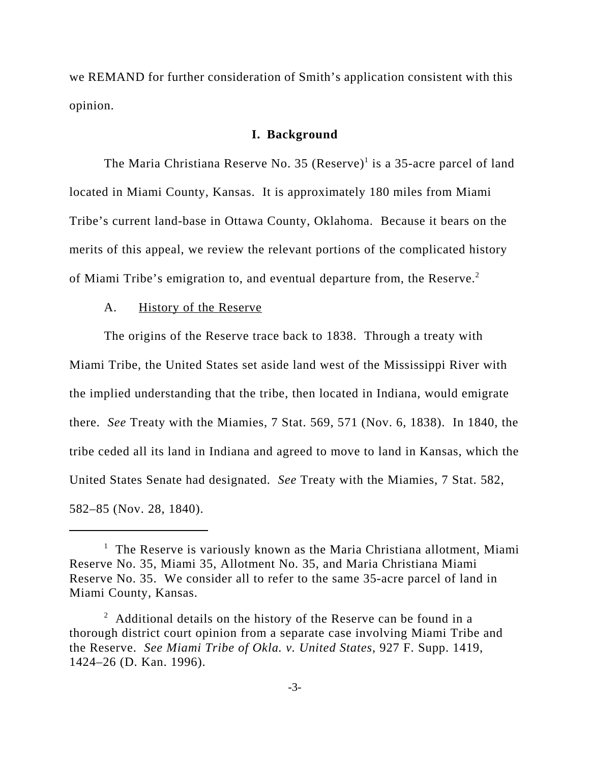we REMAND for further consideration of Smith's application consistent with this opinion.

## I. Background

The Maria Christiana Reserve No. 35 (Reserve)[1] is a 35-acre parcel of land located in Miami County, Kansas. It is approximately 180 miles from Miami Tribe's current land-base in Ottawa County, Oklahoma. Because it bears on the merits of this appeal, we review the relevant portions of the complicated history of Miami Tribe's emigration to, and eventual departure from, the Reserve.[2]

A. History of the Reserve

The origins of the Reserve trace back to 1838. Through a treaty with Miami Tribe, the United States set aside land west of the Mississippi River with the implied understanding that the tribe, then located in Indiana, would emigrate there. *See* Treaty with the Miamies, 7 Stat. 569, 571 (Nov. 6, 1838). In 1840, the tribe ceded all its land in Indiana and agreed to move to land in Kansas, which the United States Senate had designated. *See* Treaty with the Miamies, 7 Stat. 582, 582–85 (Nov. 28, 1840).

---

[1] The Reserve is variously known as the Maria Christiana allotment, Miami Reserve No. 35, Miami 35, Allotment No. 35, and Maria Christiana Miami Reserve No. 35. We consider all to refer to the same 35-acre parcel of land in Miami County, Kansas.

[2] Additional details on the history of the Reserve can be found in a thorough district court opinion from a separate case involving Miami Tribe and the Reserve. *See Miami Tribe of Okla. v. United States*, 927 F. Supp. 1419, 1424–26 (D. Kan. 1996).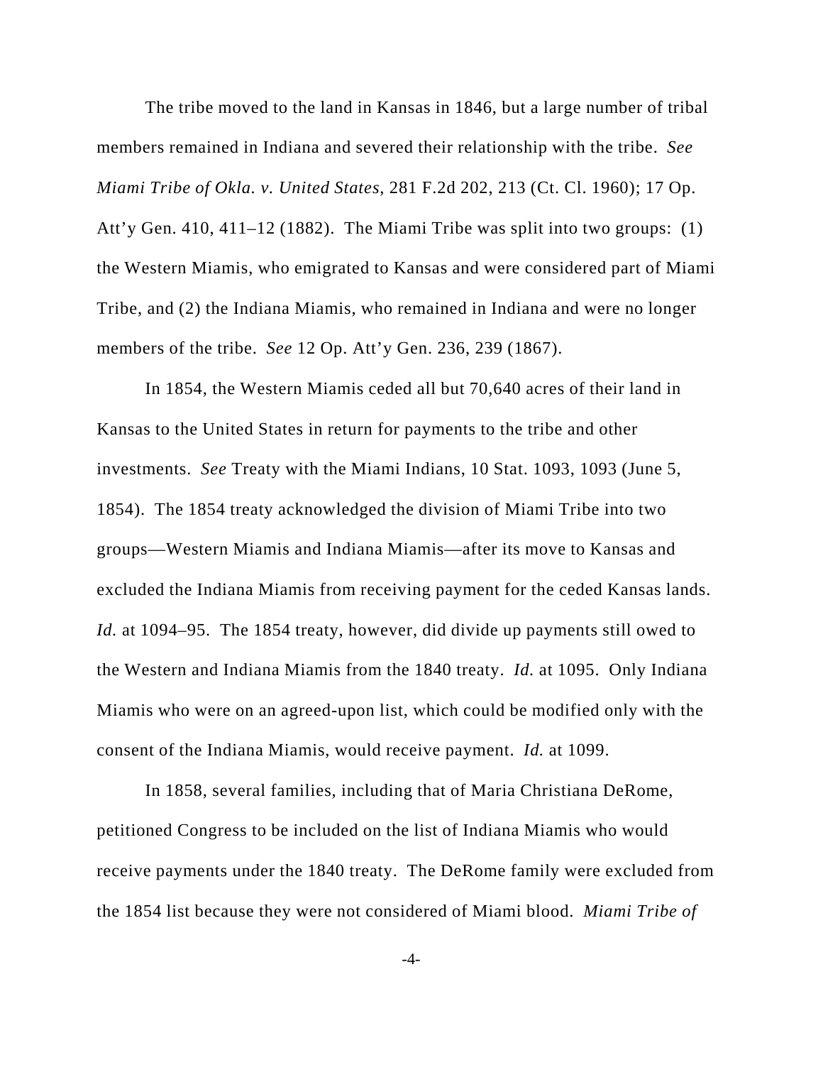The tribe moved to the land in Kansas in 1846, but a large number of tribal members remained in Indiana and severed their relationship with the tribe. *See Miami Tribe of Okla. v. United States*, 281 F.2d 202, 213 (Ct. Cl. 1960); 17 Op. Att'y Gen. 410, 411–12 (1882). The Miami Tribe was split into two groups: (1) the Western Miamis, who emigrated to Kansas and were considered part of Miami Tribe, and (2) the Indiana Miamis, who remained in Indiana and were no longer members of the tribe. *See* 12 Op. Att'y Gen. 236, 239 (1867).

In 1854, the Western Miamis ceded all but 70,640 acres of their land in Kansas to the United States in return for payments to the tribe and other investments. *See* Treaty with the Miami Indians, 10 Stat. 1093, 1093 (June 5, 1854). The 1854 treaty acknowledged the division of Miami Tribe into two groups—Western Miamis and Indiana Miamis—after its move to Kansas and excluded the Indiana Miamis from receiving payment for the ceded Kansas lands. *Id.* at 1094–95. The 1854 treaty, however, did divide up payments still owed to the Western and Indiana Miamis from the 1840 treaty. *Id.* at 1095. Only Indiana Miamis who were on an agreed-upon list, which could be modified only with the consent of the Indiana Miamis, would receive payment. *Id.* at 1099.

In 1858, several families, including that of Maria Christiana DeRome, petitioned Congress to be included on the list of Indiana Miamis who would receive payments under the 1840 treaty. The DeRome family were excluded from the 1854 list because they were not considered of Miami blood. *Miami Tribe of*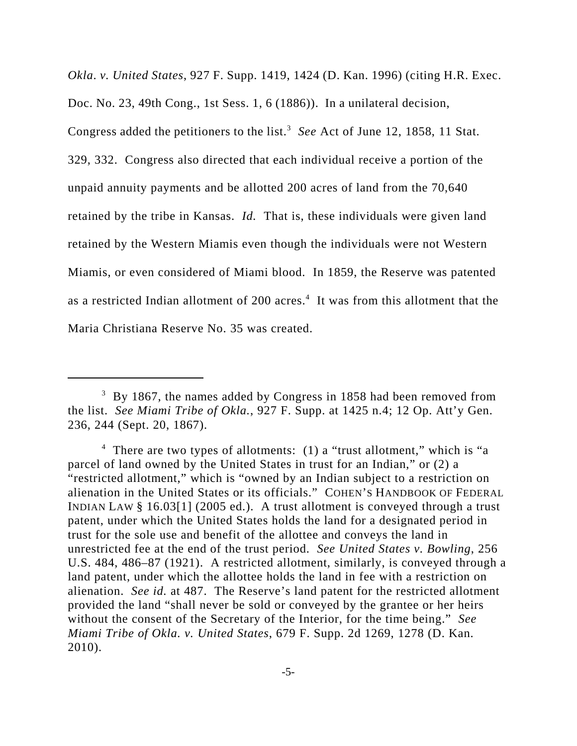*Okla. v. United States*, 927 F. Supp. 1419, 1424 (D. Kan. 1996) (citing H.R. Exec. Doc. No. 23, 49th Cong., 1st Sess. 1, 6 (1886)). In a unilateral decision, Congress added the petitioners to the list.[3] *See* Act of June 12, 1858, 11 Stat. 329, 332. Congress also directed that each individual receive a portion of the unpaid annuity payments and be allotted 200 acres of land from the 70,640 retained by the tribe in Kansas. *Id.* That is, these individuals were given land retained by the Western Miamis even though the individuals were not Western Miamis, or even considered of Miami blood. In 1859, the Reserve was patented as a restricted Indian allotment of 200 acres.[4] It was from this allotment that the Maria Christiana Reserve No. 35 was created.

---

[3] By 1867, the names added by Congress in 1858 had been removed from the list. *See Miami Tribe of Okla.*, 927 F. Supp. at 1425 n.4; 12 Op. Att'y Gen. 236, 244 (Sept. 20, 1867).

[4] There are two types of allotments: (1) a "trust allotment," which is "a parcel of land owned by the United States in trust for an Indian," or (2) a "restricted allotment," which is "owned by an Indian subject to a restriction on alienation in the United States or its officials." COHEN'S HANDBOOK OF FEDERAL INDIAN LAW § 16.03[1] (2005 ed.). A trust allotment is conveyed through a trust patent, under which the United States holds the land for a designated period in trust for the sole use and benefit of the allottee and conveys the land in unrestricted fee at the end of the trust period. *See United States v. Bowling*, 256 U.S. 484, 486–87 (1921). A restricted allotment, similarly, is conveyed through a land patent, under which the allottee holds the land in fee with a restriction on alienation. *See id.* at 487. The Reserve's land patent for the restricted allotment provided the land "shall never be sold or conveyed by the grantee or her heirs without the consent of the Secretary of the Interior, for the time being." *See Miami Tribe of Okla. v. United States*, 679 F. Supp. 2d 1269, 1278 (D. Kan. 2010).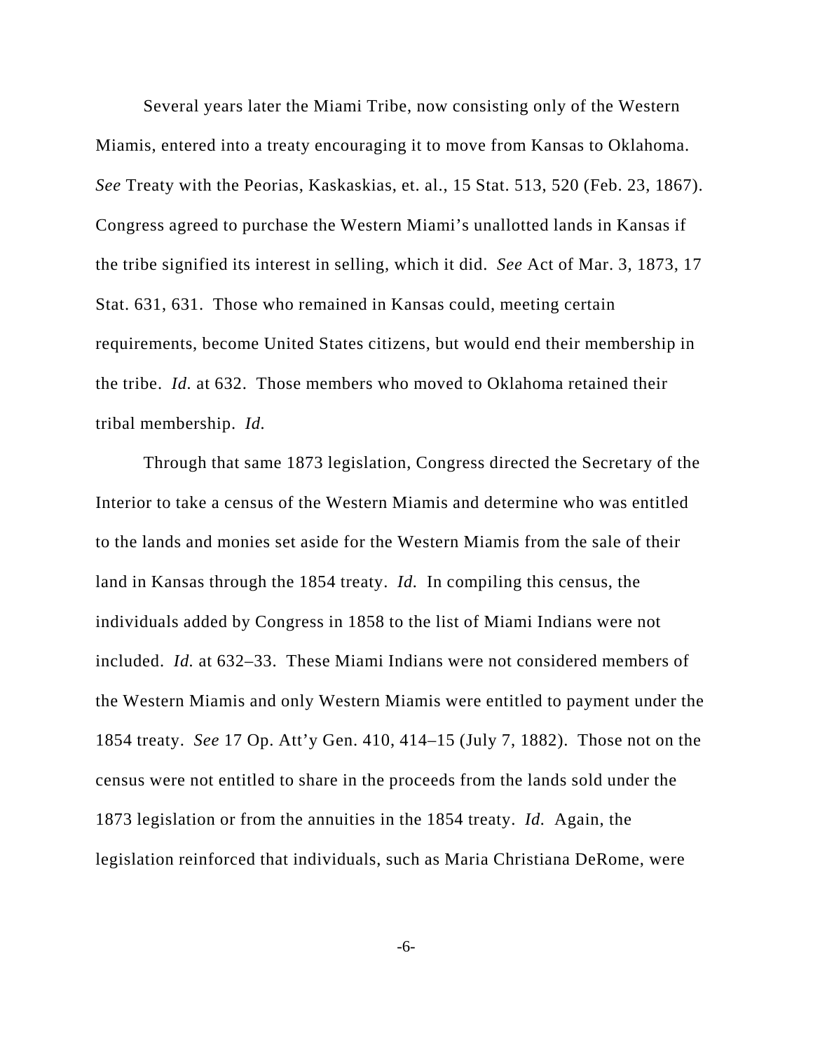Several years later the Miami Tribe, now consisting only of the Western Miamis, entered into a treaty encouraging it to move from Kansas to Oklahoma. *See* Treaty with the Peorias, Kaskaskias, et. al., 15 Stat. 513, 520 (Feb. 23, 1867). Congress agreed to purchase the Western Miami's unallotted lands in Kansas if the tribe signified its interest in selling, which it did. *See* Act of Mar. 3, 1873, 17 Stat. 631, 631. Those who remained in Kansas could, meeting certain requirements, become United States citizens, but would end their membership in the tribe. *Id.* at 632. Those members who moved to Oklahoma retained their tribal membership. *Id.*

Through that same 1873 legislation, Congress directed the Secretary of the Interior to take a census of the Western Miamis and determine who was entitled to the lands and monies set aside for the Western Miamis from the sale of their land in Kansas through the 1854 treaty. *Id.* In compiling this census, the individuals added by Congress in 1858 to the list of Miami Indians were not included. *Id.* at 632–33. These Miami Indians were not considered members of the Western Miamis and only Western Miamis were entitled to payment under the 1854 treaty. *See* 17 Op. Att'y Gen. 410, 414–15 (July 7, 1882). Those not on the census were not entitled to share in the proceeds from the lands sold under the 1873 legislation or from the annuities in the 1854 treaty. *Id.* Again, the legislation reinforced that individuals, such as Maria Christiana DeRome, were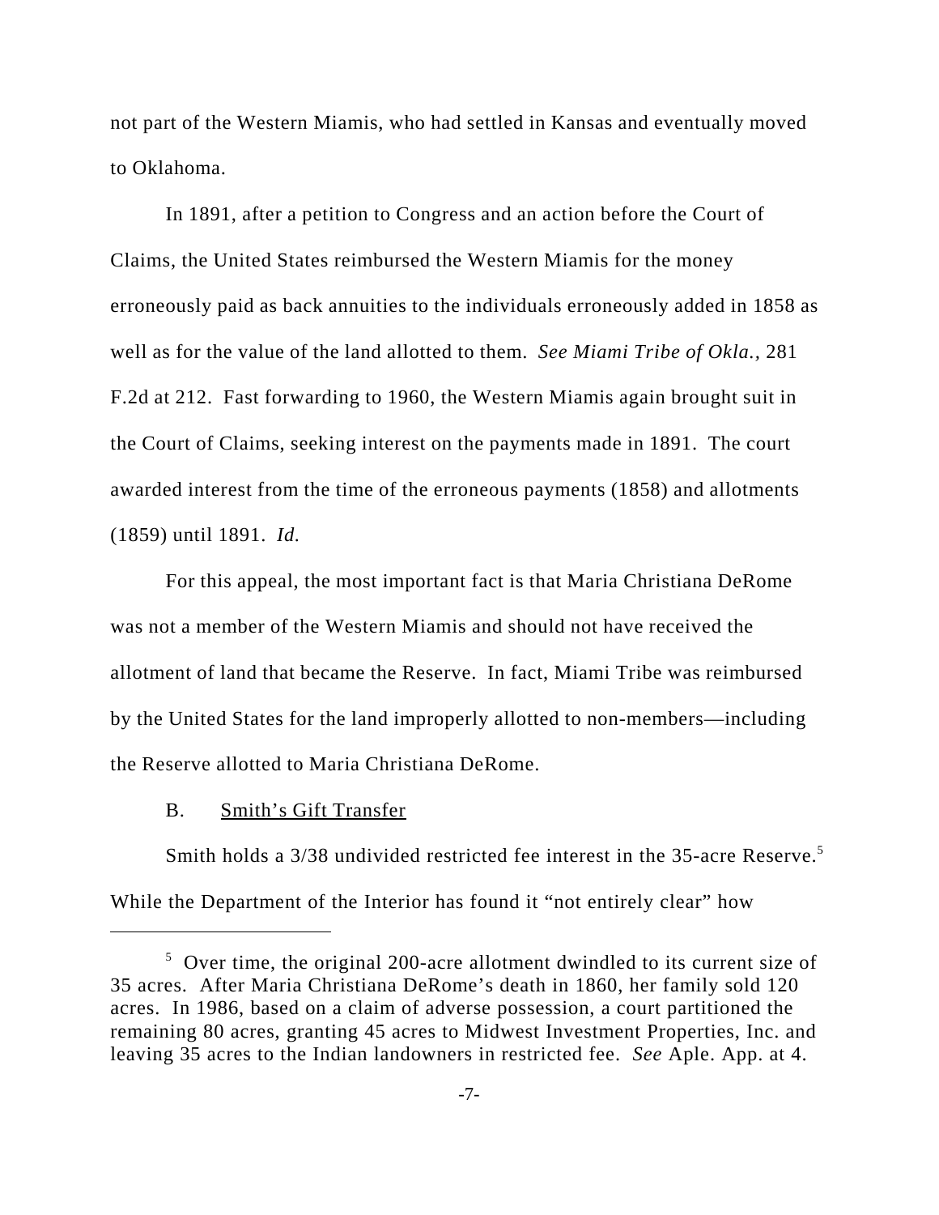not part of the Western Miamis, who had settled in Kansas and eventually moved to Oklahoma.

In 1891, after a petition to Congress and an action before the Court of Claims, the United States reimbursed the Western Miamis for the money erroneously paid as back annuities to the individuals erroneously added in 1858 as well as for the value of the land allotted to them. *See Miami Tribe of Okla.,* 281 F.2d at 212. Fast forwarding to 1960, the Western Miamis again brought suit in the Court of Claims, seeking interest on the payments made in 1891. The court awarded interest from the time of the erroneous payments (1858) and allotments (1859) until 1891. *Id.*

For this appeal, the most important fact is that Maria Christiana DeRome was not a member of the Western Miamis and should not have received the allotment of land that became the Reserve. In fact, Miami Tribe was reimbursed by the United States for the land improperly allotted to non-members—including the Reserve allotted to Maria Christiana DeRome.

B. <u>Smith's Gift Transfer</u>

Smith holds a 3/38 undivided restricted fee interest in the 35-acre Reserve.[5] While the Department of the Interior has found it "not entirely clear" how

---

[5] Over time, the original 200-acre allotment dwindled to its current size of 35 acres. After Maria Christiana DeRome's death in 1860, her family sold 120 acres. In 1986, based on a claim of adverse possession, a court partitioned the remaining 80 acres, granting 45 acres to Midwest Investment Properties, Inc. and leaving 35 acres to the Indian landowners in restricted fee. *See* Aple. App. at 4.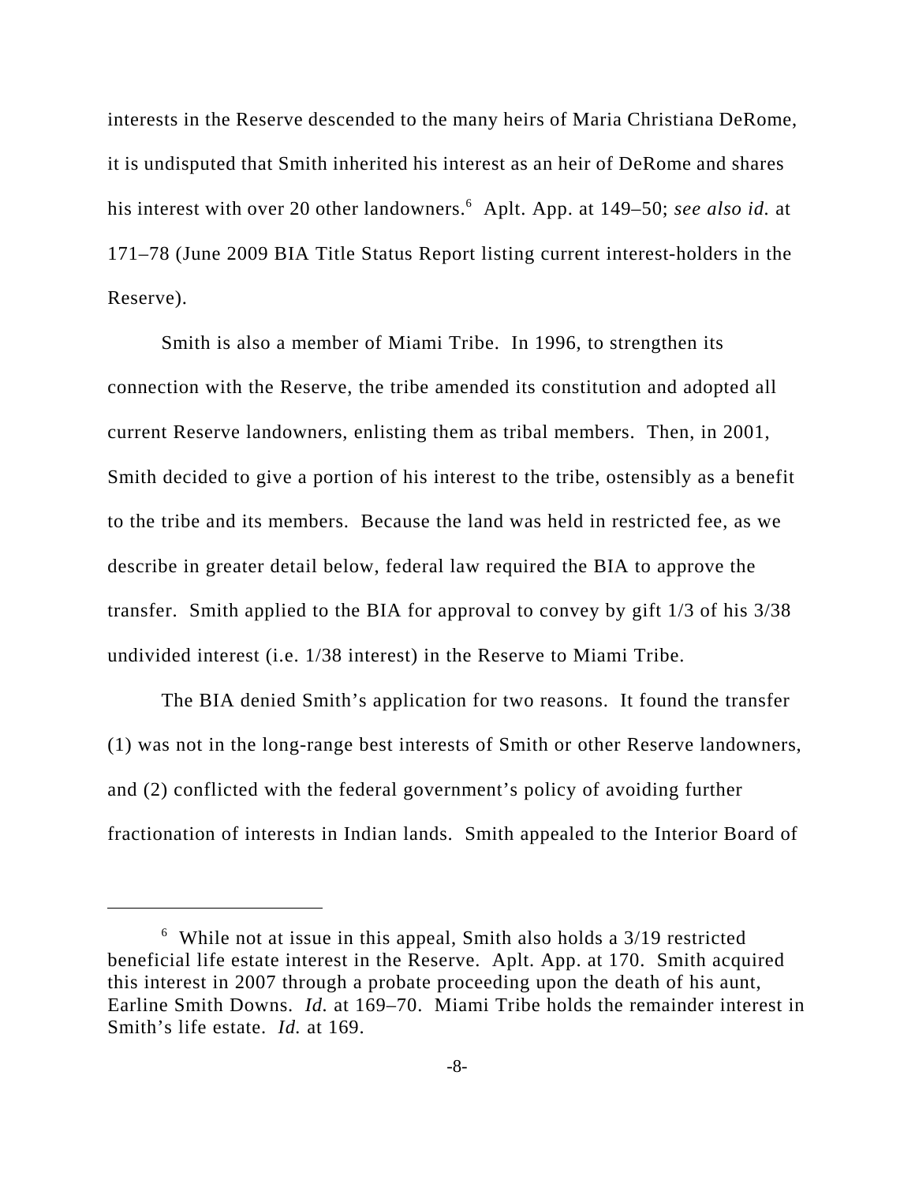interests in the Reserve descended to the many heirs of Maria Christiana DeRome, it is undisputed that Smith inherited his interest as an heir of DeRome and shares his interest with over 20 other landowners.[6] Aplt. App. at 149–50; *see also id.* at 171–78 (June 2009 BIA Title Status Report listing current interest-holders in the Reserve).

Smith is also a member of Miami Tribe. In 1996, to strengthen its connection with the Reserve, the tribe amended its constitution and adopted all current Reserve landowners, enlisting them as tribal members. Then, in 2001, Smith decided to give a portion of his interest to the tribe, ostensibly as a benefit to the tribe and its members. Because the land was held in restricted fee, as we describe in greater detail below, federal law required the BIA to approve the transfer. Smith applied to the BIA for approval to convey by gift 1/3 of his 3/38 undivided interest (i.e. 1/38 interest) in the Reserve to Miami Tribe.

The BIA denied Smith's application for two reasons. It found the transfer (1) was not in the long-range best interests of Smith or other Reserve landowners, and (2) conflicted with the federal government's policy of avoiding further fractionation of interests in Indian lands. Smith appealed to the Interior Board of

---

[6] While not at issue in this appeal, Smith also holds a 3/19 restricted beneficial life estate interest in the Reserve. Aplt. App. at 170. Smith acquired this interest in 2007 through a probate proceeding upon the death of his aunt, Earline Smith Downs. *Id.* at 169–70. Miami Tribe holds the remainder interest in Smith's life estate. *Id.* at 169.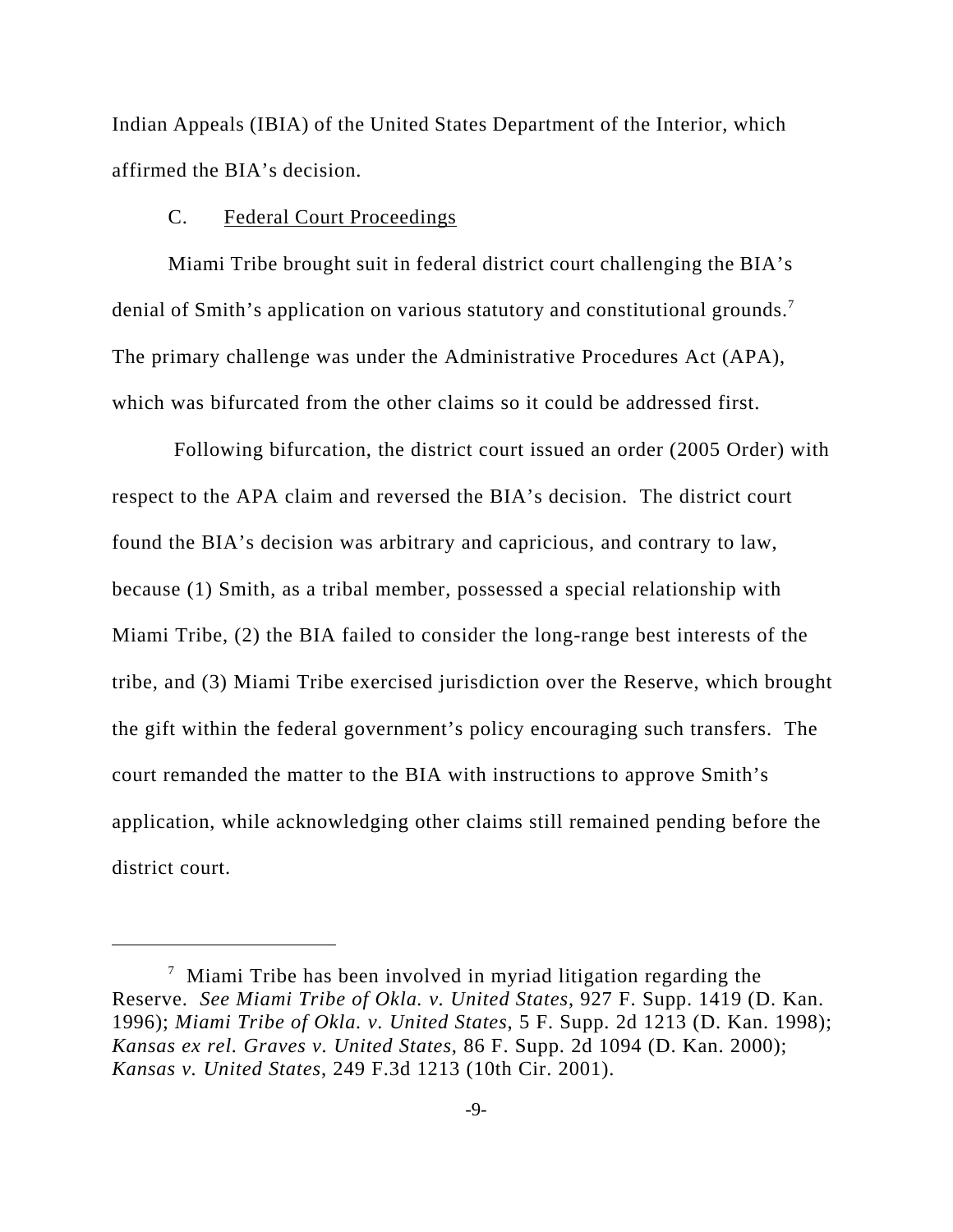Indian Appeals (IBIA) of the United States Department of the Interior, which affirmed the BIA's decision.

### C. Federal Court Proceedings

Miami Tribe brought suit in federal district court challenging the BIA's denial of Smith's application on various statutory and constitutional grounds.[7] The primary challenge was under the Administrative Procedures Act (APA), which was bifurcated from the other claims so it could be addressed first.

Following bifurcation, the district court issued an order (2005 Order) with respect to the APA claim and reversed the BIA's decision. The district court found the BIA's decision was arbitrary and capricious, and contrary to law, because (1) Smith, as a tribal member, possessed a special relationship with Miami Tribe, (2) the BIA failed to consider the long-range best interests of the tribe, and (3) Miami Tribe exercised jurisdiction over the Reserve, which brought the gift within the federal government's policy encouraging such transfers. The court remanded the matter to the BIA with instructions to approve Smith's application, while acknowledging other claims still remained pending before the district court.

---

[7] Miami Tribe has been involved in myriad litigation regarding the Reserve. *See Miami Tribe of Okla. v. United States*, 927 F. Supp. 1419 (D. Kan. 1996); *Miami Tribe of Okla. v. United States*, 5 F. Supp. 2d 1213 (D. Kan. 1998); *Kansas ex rel. Graves v. United States*, 86 F. Supp. 2d 1094 (D. Kan. 2000); *Kansas v. United States*, 249 F.3d 1213 (10th Cir. 2001).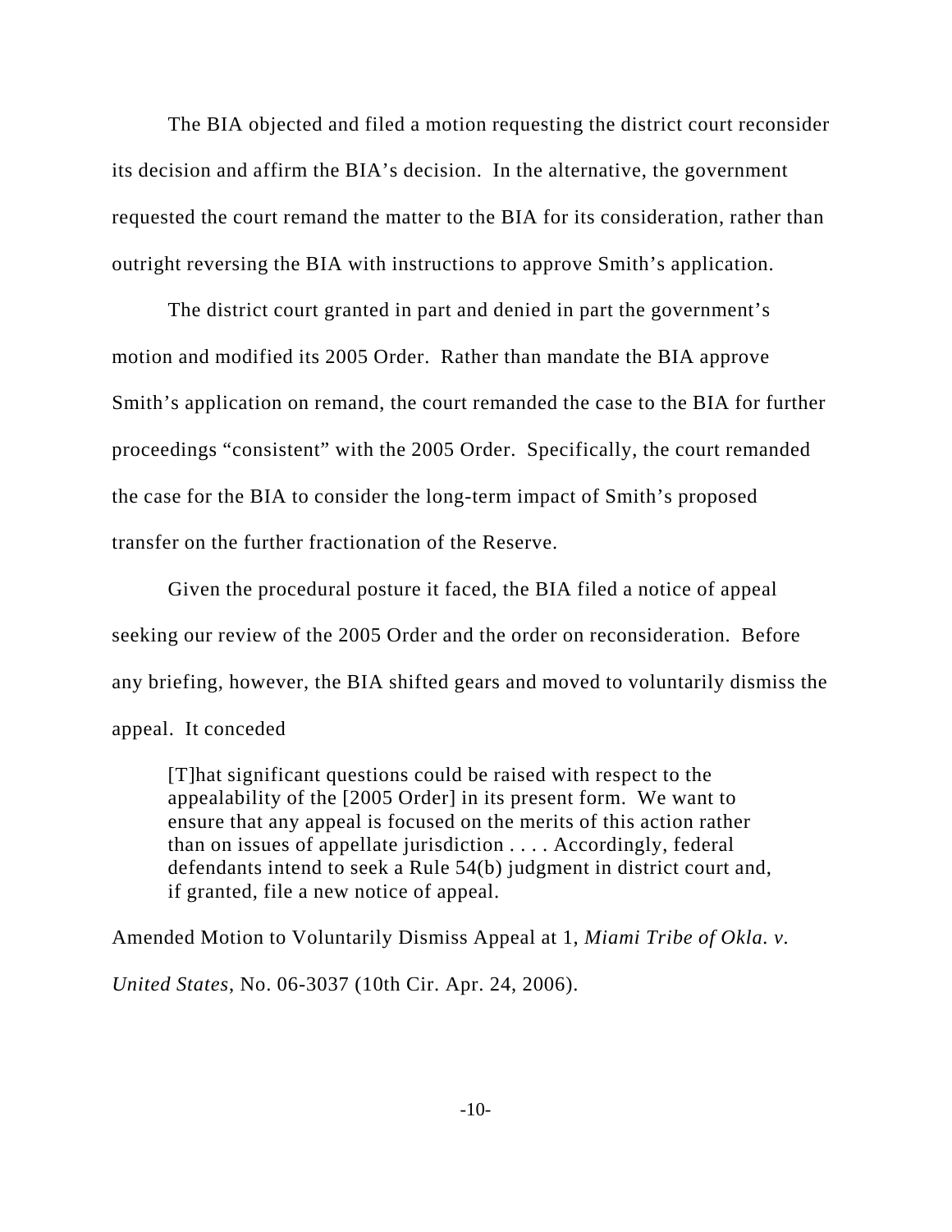The BIA objected and filed a motion requesting the district court reconsider its decision and affirm the BIA's decision. In the alternative, the government requested the court remand the matter to the BIA for its consideration, rather than outright reversing the BIA with instructions to approve Smith's application.

The district court granted in part and denied in part the government's motion and modified its 2005 Order. Rather than mandate the BIA approve Smith's application on remand, the court remanded the case to the BIA for further proceedings "consistent" with the 2005 Order. Specifically, the court remanded the case for the BIA to consider the long-term impact of Smith's proposed transfer on the further fractionation of the Reserve.

Given the procedural posture it faced, the BIA filed a notice of appeal seeking our review of the 2005 Order and the order on reconsideration. Before any briefing, however, the BIA shifted gears and moved to voluntarily dismiss the appeal. It conceded

> [T]hat significant questions could be raised with respect to the appealability of the [2005 Order] in its present form. We want to ensure that any appeal is focused on the merits of this action rather than on issues of appellate jurisdiction . . . . Accordingly, federal defendants intend to seek a Rule 54(b) judgment in district court and, if granted, file a new notice of appeal.

Amended Motion to Voluntarily Dismiss Appeal at 1, *Miami Tribe of Okla. v. United States*, No. 06-3037 (10th Cir. Apr. 24, 2006).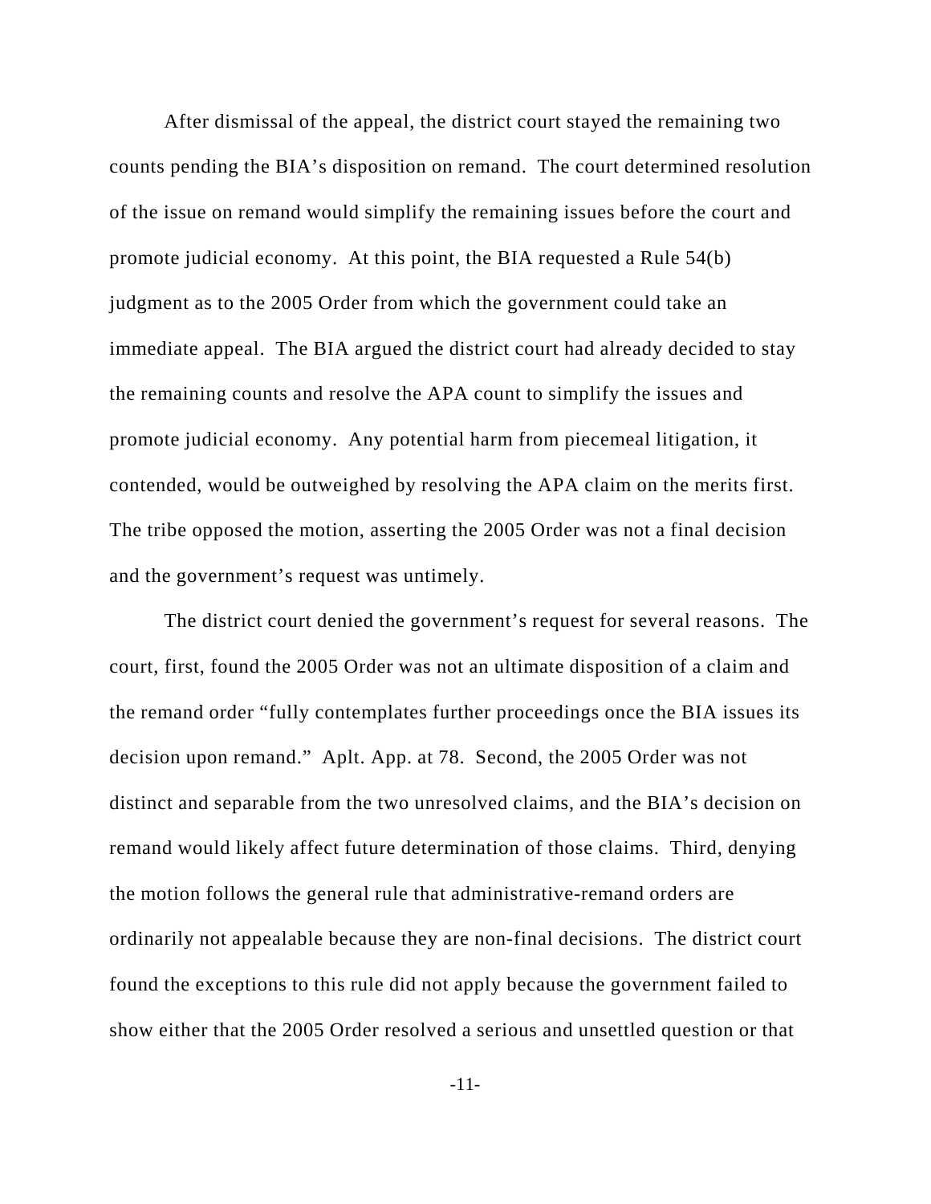After dismissal of the appeal, the district court stayed the remaining two counts pending the BIA's disposition on remand. The court determined resolution of the issue on remand would simplify the remaining issues before the court and promote judicial economy. At this point, the BIA requested a Rule 54(b) judgment as to the 2005 Order from which the government could take an immediate appeal. The BIA argued the district court had already decided to stay the remaining counts and resolve the APA count to simplify the issues and promote judicial economy. Any potential harm from piecemeal litigation, it contended, would be outweighed by resolving the APA claim on the merits first. The tribe opposed the motion, asserting the 2005 Order was not a final decision and the government's request was untimely.

The district court denied the government's request for several reasons. The court, first, found the 2005 Order was not an ultimate disposition of a claim and the remand order "fully contemplates further proceedings once the BIA issues its decision upon remand." Aplt. App. at 78. Second, the 2005 Order was not distinct and separable from the two unresolved claims, and the BIA's decision on remand would likely affect future determination of those claims. Third, denying the motion follows the general rule that administrative-remand orders are ordinarily not appealable because they are non-final decisions. The district court found the exceptions to this rule did not apply because the government failed to show either that the 2005 Order resolved a serious and unsettled question or that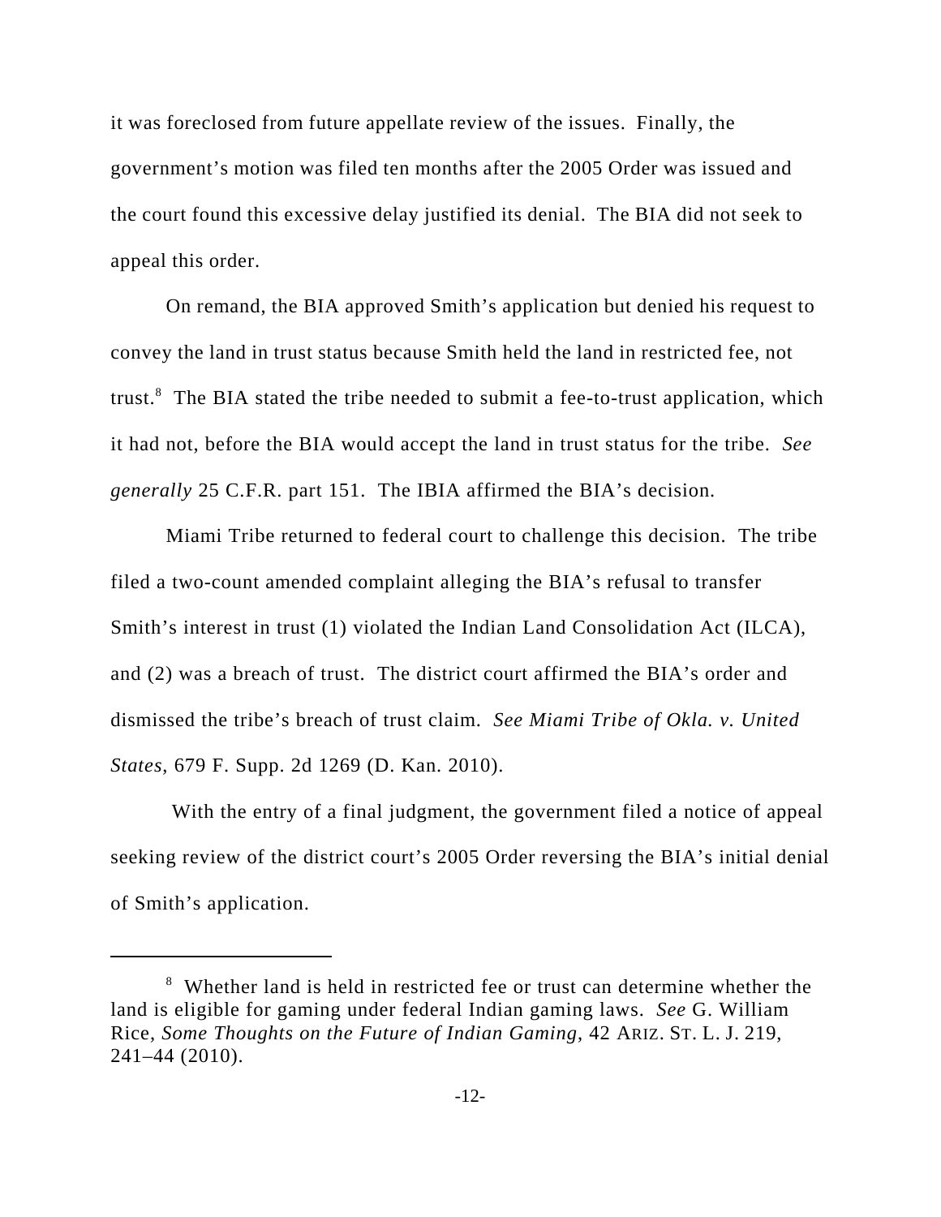it was foreclosed from future appellate review of the issues. Finally, the government's motion was filed ten months after the 2005 Order was issued and the court found this excessive delay justified its denial. The BIA did not seek to appeal this order.

On remand, the BIA approved Smith's application but denied his request to convey the land in trust status because Smith held the land in restricted fee, not trust.[8] The BIA stated the tribe needed to submit a fee-to-trust application, which it had not, before the BIA would accept the land in trust status for the tribe. *See generally* 25 C.F.R. part 151. The IBIA affirmed the BIA's decision.

Miami Tribe returned to federal court to challenge this decision. The tribe filed a two-count amended complaint alleging the BIA's refusal to transfer Smith's interest in trust (1) violated the Indian Land Consolidation Act (ILCA), and (2) was a breach of trust. The district court affirmed the BIA's order and dismissed the tribe's breach of trust claim. *See Miami Tribe of Okla. v. United States*, 679 F. Supp. 2d 1269 (D. Kan. 2010).

With the entry of a final judgment, the government filed a notice of appeal seeking review of the district court's 2005 Order reversing the BIA's initial denial of Smith's application.

---

[8] Whether land is held in restricted fee or trust can determine whether the land is eligible for gaming under federal Indian gaming laws. *See* G. William Rice, *Some Thoughts on the Future of Indian Gaming*, 42 ARIZ. ST. L. J. 219, 241–44 (2010).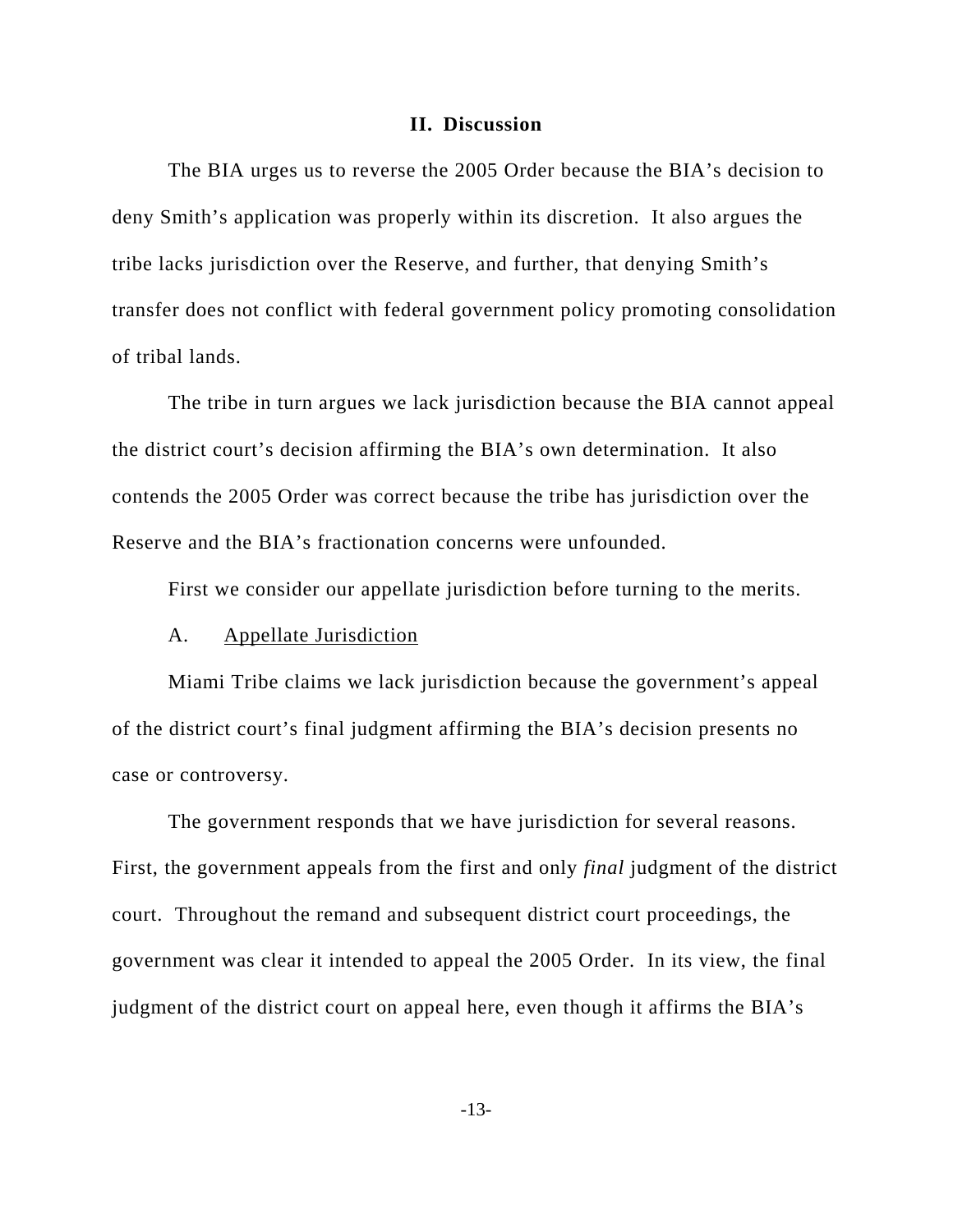## II. Discussion

The BIA urges us to reverse the 2005 Order because the BIA's decision to deny Smith's application was properly within its discretion. It also argues the tribe lacks jurisdiction over the Reserve, and further, that denying Smith's transfer does not conflict with federal government policy promoting consolidation of tribal lands.

The tribe in turn argues we lack jurisdiction because the BIA cannot appeal the district court's decision affirming the BIA's own determination. It also contends the 2005 Order was correct because the tribe has jurisdiction over the Reserve and the BIA's fractionation concerns were unfounded.

First we consider our appellate jurisdiction before turning to the merits.

### A. Appellate Jurisdiction

Miami Tribe claims we lack jurisdiction because the government's appeal of the district court's final judgment affirming the BIA's decision presents no case or controversy.

The government responds that we have jurisdiction for several reasons. First, the government appeals from the first and only *final* judgment of the district court. Throughout the remand and subsequent district court proceedings, the government was clear it intended to appeal the 2005 Order. In its view, the final judgment of the district court on appeal here, even though it affirms the BIA's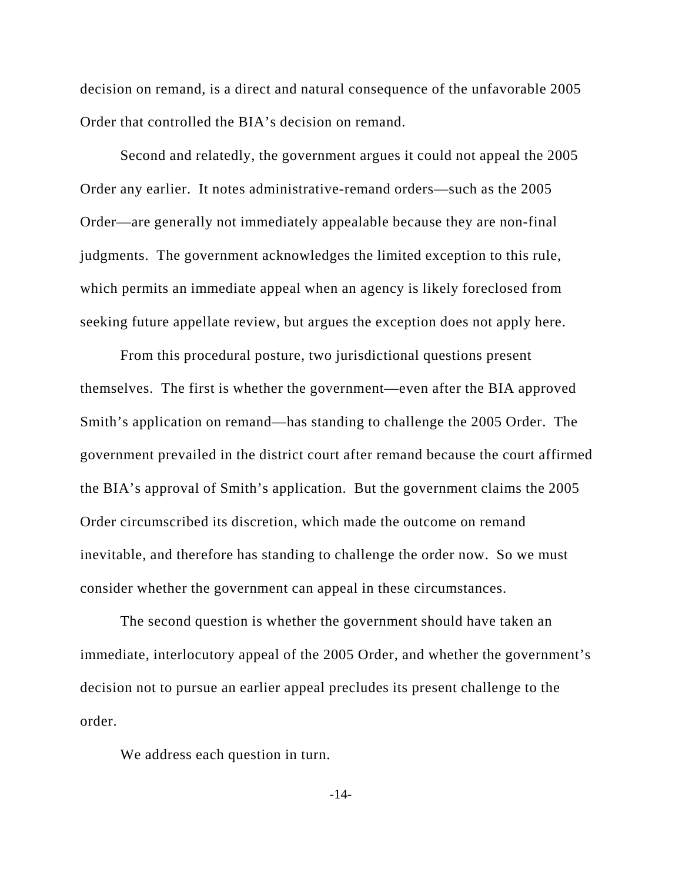decision on remand, is a direct and natural consequence of the unfavorable 2005 Order that controlled the BIA's decision on remand.

Second and relatedly, the government argues it could not appeal the 2005 Order any earlier. It notes administrative-remand orders—such as the 2005 Order—are generally not immediately appealable because they are non-final judgments. The government acknowledges the limited exception to this rule, which permits an immediate appeal when an agency is likely foreclosed from seeking future appellate review, but argues the exception does not apply here.

From this procedural posture, two jurisdictional questions present themselves. The first is whether the government—even after the BIA approved Smith's application on remand—has standing to challenge the 2005 Order. The government prevailed in the district court after remand because the court affirmed the BIA's approval of Smith's application. But the government claims the 2005 Order circumscribed its discretion, which made the outcome on remand inevitable, and therefore has standing to challenge the order now. So we must consider whether the government can appeal in these circumstances.

The second question is whether the government should have taken an immediate, interlocutory appeal of the 2005 Order, and whether the government's decision not to pursue an earlier appeal precludes its present challenge to the order.

We address each question in turn.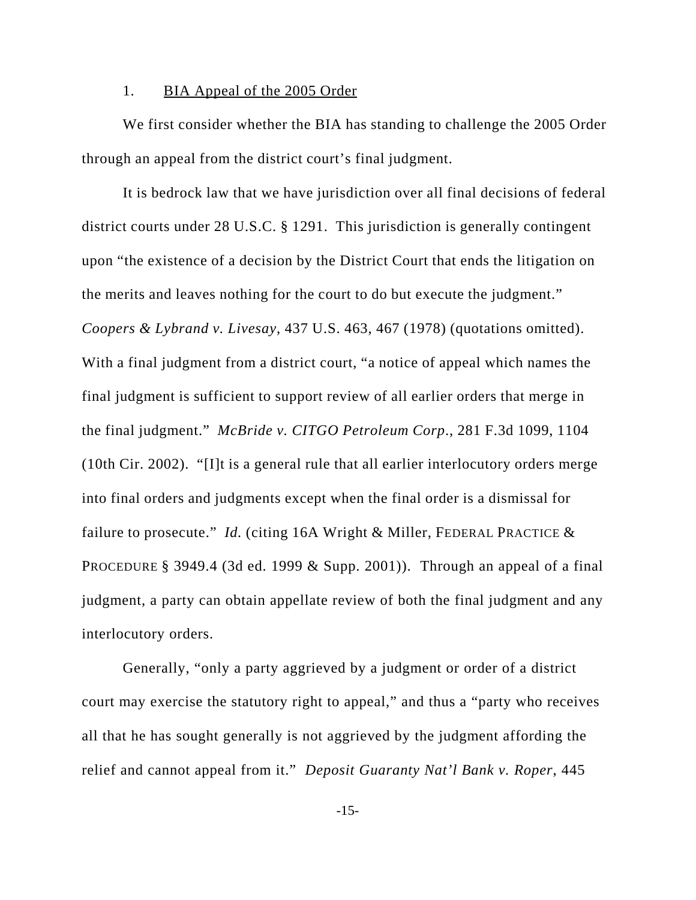1. <u>BIA Appeal of the 2005 Order</u>

We first consider whether the BIA has standing to challenge the 2005 Order through an appeal from the district court's final judgment.

It is bedrock law that we have jurisdiction over all final decisions of federal district courts under 28 U.S.C. § 1291. This jurisdiction is generally contingent upon "the existence of a decision by the District Court that ends the litigation on the merits and leaves nothing for the court to do but execute the judgment." *Coopers & Lybrand v. Livesay*, 437 U.S. 463, 467 (1978) (quotations omitted). With a final judgment from a district court, "a notice of appeal which names the final judgment is sufficient to support review of all earlier orders that merge in the final judgment." *McBride v. CITGO Petroleum Corp.*, 281 F.3d 1099, 1104 (10th Cir. 2002). "[I]t is a general rule that all earlier interlocutory orders merge into final orders and judgments except when the final order is a dismissal for failure to prosecute." *Id.* (citing 16A Wright & Miller, FEDERAL PRACTICE & PROCEDURE § 3949.4 (3d ed. 1999 & Supp. 2001)). Through an appeal of a final judgment, a party can obtain appellate review of both the final judgment and any interlocutory orders.

Generally, "only a party aggrieved by a judgment or order of a district court may exercise the statutory right to appeal," and thus a "party who receives all that he has sought generally is not aggrieved by the judgment affording the relief and cannot appeal from it." *Deposit Guaranty Nat'l Bank v. Roper*, 445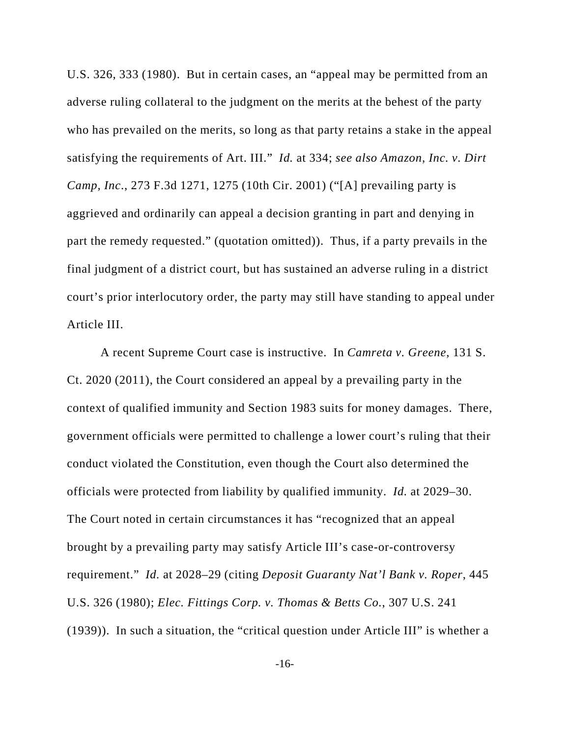U.S. 326, 333 (1980). But in certain cases, an "appeal may be permitted from an adverse ruling collateral to the judgment on the merits at the behest of the party who has prevailed on the merits, so long as that party retains a stake in the appeal satisfying the requirements of Art. III." *Id.* at 334; *see also Amazon, Inc. v. Dirt Camp, Inc*., 273 F.3d 1271, 1275 (10th Cir. 2001) ("[A] prevailing party is aggrieved and ordinarily can appeal a decision granting in part and denying in part the remedy requested." (quotation omitted)). Thus, if a party prevails in the final judgment of a district court, but has sustained an adverse ruling in a district court's prior interlocutory order, the party may still have standing to appeal under Article III.

A recent Supreme Court case is instructive. In *Camreta v. Greene*, 131 S. Ct. 2020 (2011), the Court considered an appeal by a prevailing party in the context of qualified immunity and Section 1983 suits for money damages. There, government officials were permitted to challenge a lower court's ruling that their conduct violated the Constitution, even though the Court also determined the officials were protected from liability by qualified immunity. *Id.* at 2029–30. The Court noted in certain circumstances it has "recognized that an appeal brought by a prevailing party may satisfy Article III's case-or-controversy requirement." *Id.* at 2028–29 (citing *Deposit Guaranty Nat'l Bank v. Roper*, 445 U.S. 326 (1980); *Elec. Fittings Corp. v. Thomas & Betts Co.*, 307 U.S. 241 (1939)). In such a situation, the "critical question under Article III" is whether a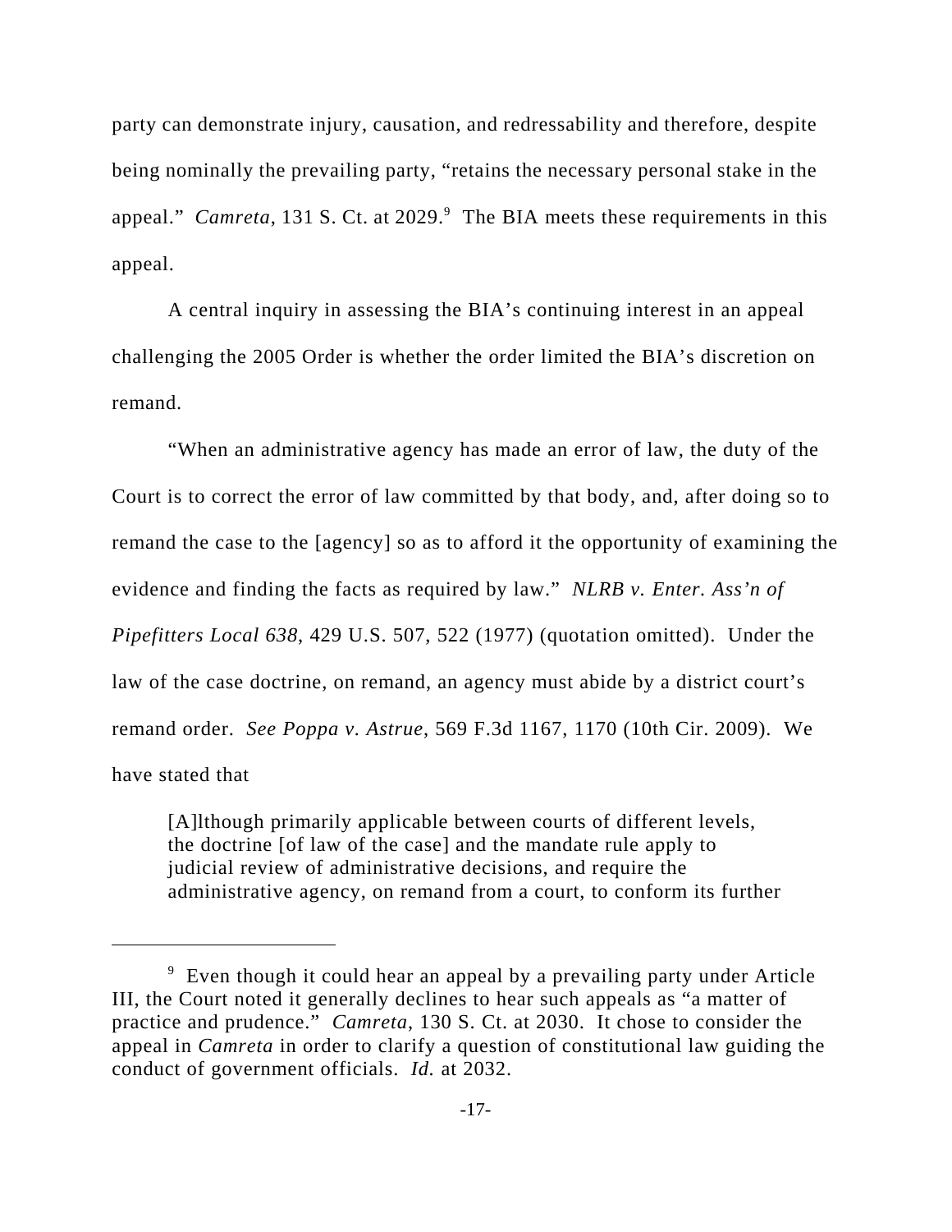party can demonstrate injury, causation, and redressability and therefore, despite being nominally the prevailing party, "retains the necessary personal stake in the appeal." *Camreta*, 131 S. Ct. at 2029.[9] The BIA meets these requirements in this appeal.

A central inquiry in assessing the BIA's continuing interest in an appeal challenging the 2005 Order is whether the order limited the BIA's discretion on remand.

"When an administrative agency has made an error of law, the duty of the Court is to correct the error of law committed by that body, and, after doing so to remand the case to the [agency] so as to afford it the opportunity of examining the evidence and finding the facts as required by law." *NLRB v. Enter. Ass'n of Pipefitters Local 638*, 429 U.S. 507, 522 (1977) (quotation omitted). Under the law of the case doctrine, on remand, an agency must abide by a district court's remand order. *See Poppa v. Astrue*, 569 F.3d 1167, 1170 (10th Cir. 2009). We have stated that

> [A]lthough primarily applicable between courts of different levels, the doctrine [of law of the case] and the mandate rule apply to judicial review of administrative decisions, and require the administrative agency, on remand from a court, to conform its further

---

[9] Even though it could hear an appeal by a prevailing party under Article III, the Court noted it generally declines to hear such appeals as "a matter of practice and prudence." *Camreta*, 130 S. Ct. at 2030. It chose to consider the appeal in *Camreta* in order to clarify a question of constitutional law guiding the conduct of government officials. *Id.* at 2032.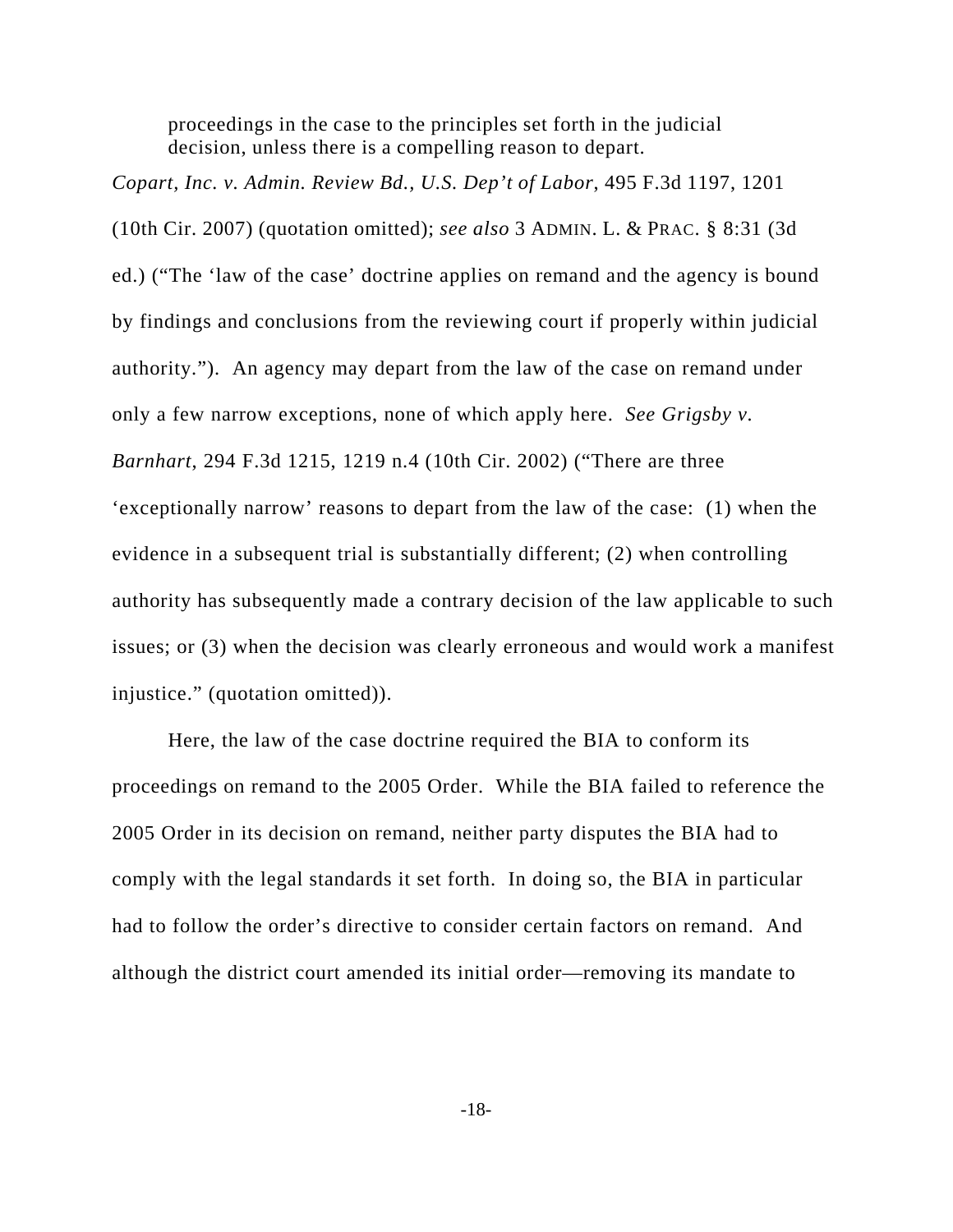> proceedings in the case to the principles set forth in the judicial decision, unless there is a compelling reason to depart.

*Copart, Inc. v. Admin. Review Bd., U.S. Dep't of Labor*, 495 F.3d 1197, 1201 (10th Cir. 2007) (quotation omitted); *see also* 3 ADMIN. L. & PRAC. § 8:31 (3d ed.) ("The 'law of the case' doctrine applies on remand and the agency is bound by findings and conclusions from the reviewing court if properly within judicial authority."). An agency may depart from the law of the case on remand under only a few narrow exceptions, none of which apply here. *See Grigsby v. Barnhart*, 294 F.3d 1215, 1219 n.4 (10th Cir. 2002) ("There are three 'exceptionally narrow' reasons to depart from the law of the case: (1) when the evidence in a subsequent trial is substantially different; (2) when controlling authority has subsequently made a contrary decision of the law applicable to such issues; or (3) when the decision was clearly erroneous and would work a manifest injustice." (quotation omitted)).

Here, the law of the case doctrine required the BIA to conform its proceedings on remand to the 2005 Order. While the BIA failed to reference the 2005 Order in its decision on remand, neither party disputes the BIA had to comply with the legal standards it set forth. In doing so, the BIA in particular had to follow the order's directive to consider certain factors on remand. And although the district court amended its initial order—removing its mandate to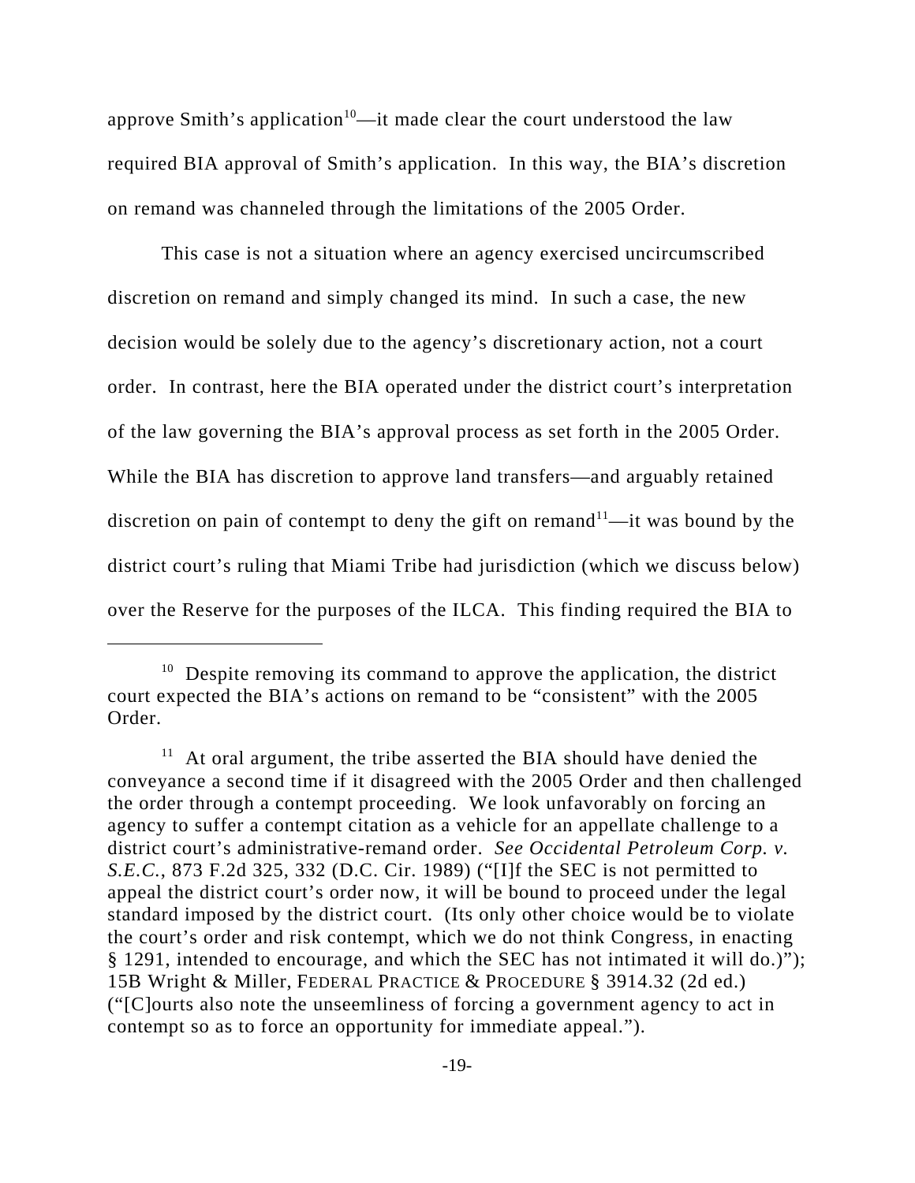approve Smith's application[10]—it made clear the court understood the law required BIA approval of Smith's application. In this way, the BIA's discretion on remand was channeled through the limitations of the 2005 Order.

This case is not a situation where an agency exercised uncircumscribed discretion on remand and simply changed its mind. In such a case, the new decision would be solely due to the agency's discretionary action, not a court order. In contrast, here the BIA operated under the district court's interpretation of the law governing the BIA's approval process as set forth in the 2005 Order. While the BIA has discretion to approve land transfers—and arguably retained discretion on pain of contempt to deny the gift on remand[11]—it was bound by the district court's ruling that Miami Tribe had jurisdiction (which we discuss below) over the Reserve for the purposes of the ILCA. This finding required the BIA to

---

[10] Despite removing its command to approve the application, the district court expected the BIA's actions on remand to be "consistent" with the 2005 Order.

[11] At oral argument, the tribe asserted the BIA should have denied the conveyance a second time if it disagreed with the 2005 Order and then challenged the order through a contempt proceeding. We look unfavorably on forcing an agency to suffer a contempt citation as a vehicle for an appellate challenge to a district court's administrative-remand order. *See Occidental Petroleum Corp. v. S.E.C.*, 873 F.2d 325, 332 (D.C. Cir. 1989) ("[I]f the SEC is not permitted to appeal the district court's order now, it will be bound to proceed under the legal standard imposed by the district court. (Its only other choice would be to violate the court's order and risk contempt, which we do not think Congress, in enacting § 1291, intended to encourage, and which the SEC has not intimated it will do.)"); 15B Wright & Miller, FEDERAL PRACTICE & PROCEDURE § 3914.32 (2d ed.) ("[C]ourts also note the unseemliness of forcing a government agency to act in contempt so as to force an opportunity for immediate appeal.").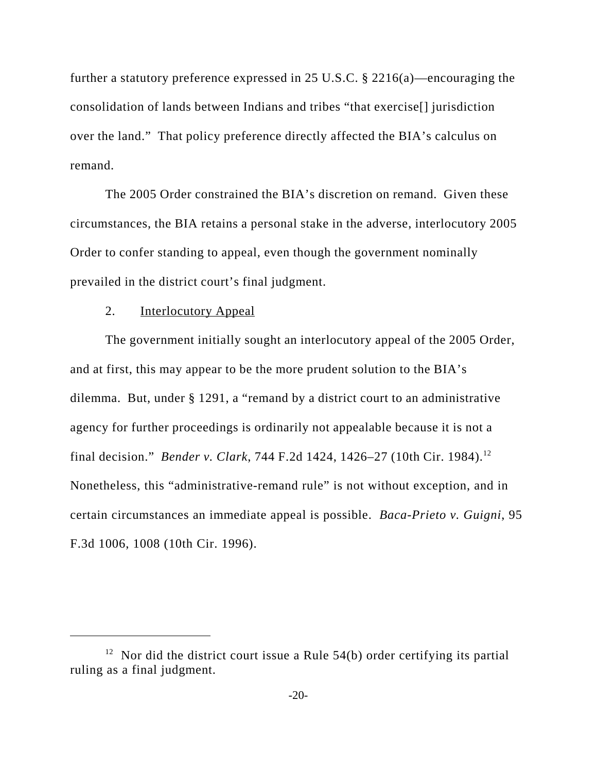further a statutory preference expressed in 25 U.S.C. § 2216(a)—encouraging the consolidation of lands between Indians and tribes "that exercise[] jurisdiction over the land." That policy preference directly affected the BIA's calculus on remand.

The 2005 Order constrained the BIA's discretion on remand. Given these circumstances, the BIA retains a personal stake in the adverse, interlocutory 2005 Order to confer standing to appeal, even though the government nominally prevailed in the district court's final judgment.

2. Interlocutory Appeal

The government initially sought an interlocutory appeal of the 2005 Order, and at first, this may appear to be the more prudent solution to the BIA's dilemma. But, under § 1291, a "remand by a district court to an administrative agency for further proceedings is ordinarily not appealable because it is not a final decision." *Bender v. Clark*, 744 F.2d 1424, 1426–27 (10th Cir. 1984).[12] Nonetheless, this "administrative-remand rule" is not without exception, and in certain circumstances an immediate appeal is possible. *Baca-Prieto v. Guigni*, 95 F.3d 1006, 1008 (10th Cir. 1996).

---

[12] Nor did the district court issue a Rule 54(b) order certifying its partial ruling as a final judgment.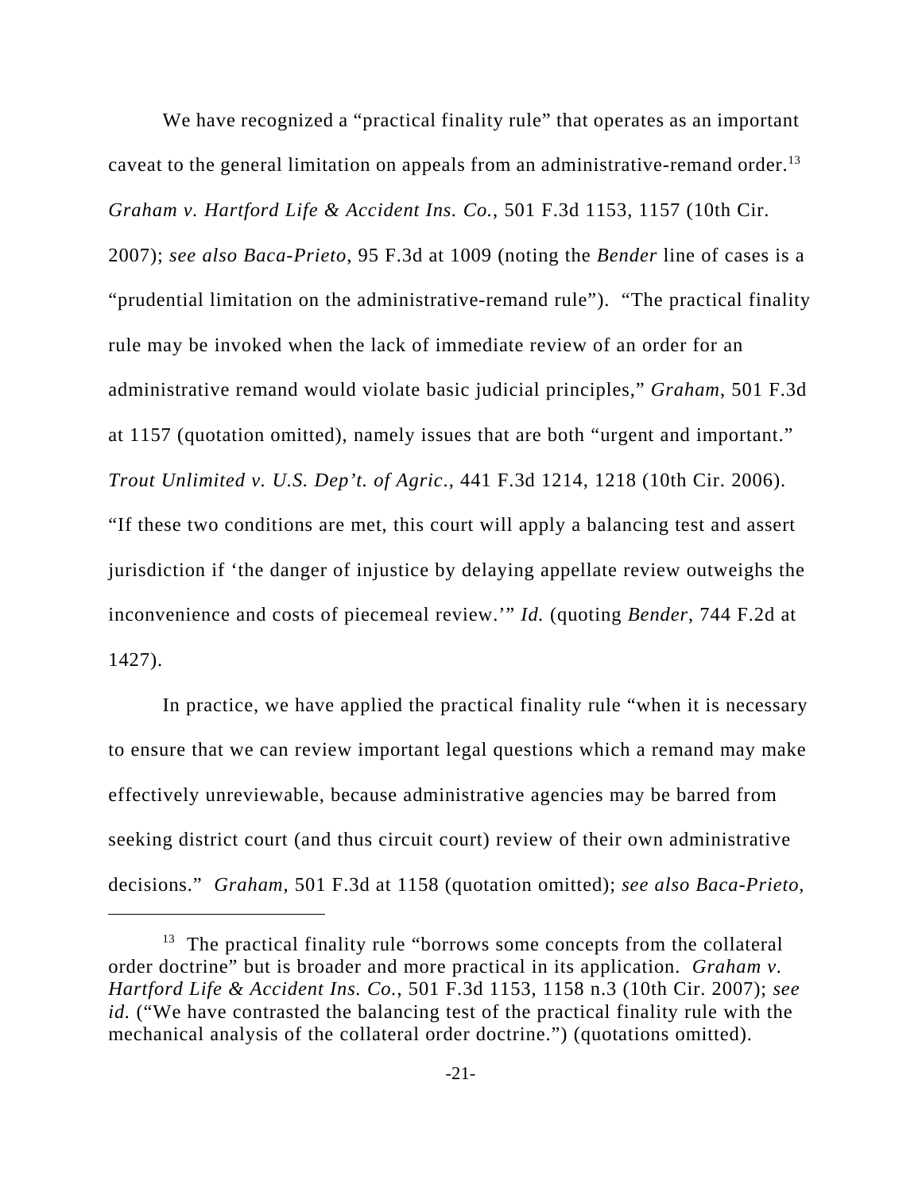We have recognized a "practical finality rule" that operates as an important caveat to the general limitation on appeals from an administrative-remand order.[13] *Graham v. Hartford Life & Accident Ins. Co.*, 501 F.3d 1153, 1157 (10th Cir. 2007); *see also Baca-Prieto*, 95 F.3d at 1009 (noting the *Bender* line of cases is a "prudential limitation on the administrative-remand rule"). "The practical finality rule may be invoked when the lack of immediate review of an order for an administrative remand would violate basic judicial principles," *Graham*, 501 F.3d at 1157 (quotation omitted), namely issues that are both "urgent and important." *Trout Unlimited v. U.S. Dep't. of Agric.*, 441 F.3d 1214, 1218 (10th Cir. 2006). "If these two conditions are met, this court will apply a balancing test and assert jurisdiction if 'the danger of injustice by delaying appellate review outweighs the inconvenience and costs of piecemeal review.'" *Id.* (quoting *Bender*, 744 F.2d at 1427).

In practice, we have applied the practical finality rule "when it is necessary to ensure that we can review important legal questions which a remand may make effectively unreviewable, because administrative agencies may be barred from seeking district court (and thus circuit court) review of their own administrative decisions." *Graham*, 501 F.3d at 1158 (quotation omitted); *see also Baca-Prieto*,

---

[13] The practical finality rule "borrows some concepts from the collateral order doctrine" but is broader and more practical in its application. *Graham v. Hartford Life & Accident Ins. Co.*, 501 F.3d 1153, 1158 n.3 (10th Cir. 2007); *see id.* ("We have contrasted the balancing test of the practical finality rule with the mechanical analysis of the collateral order doctrine.") (quotations omitted).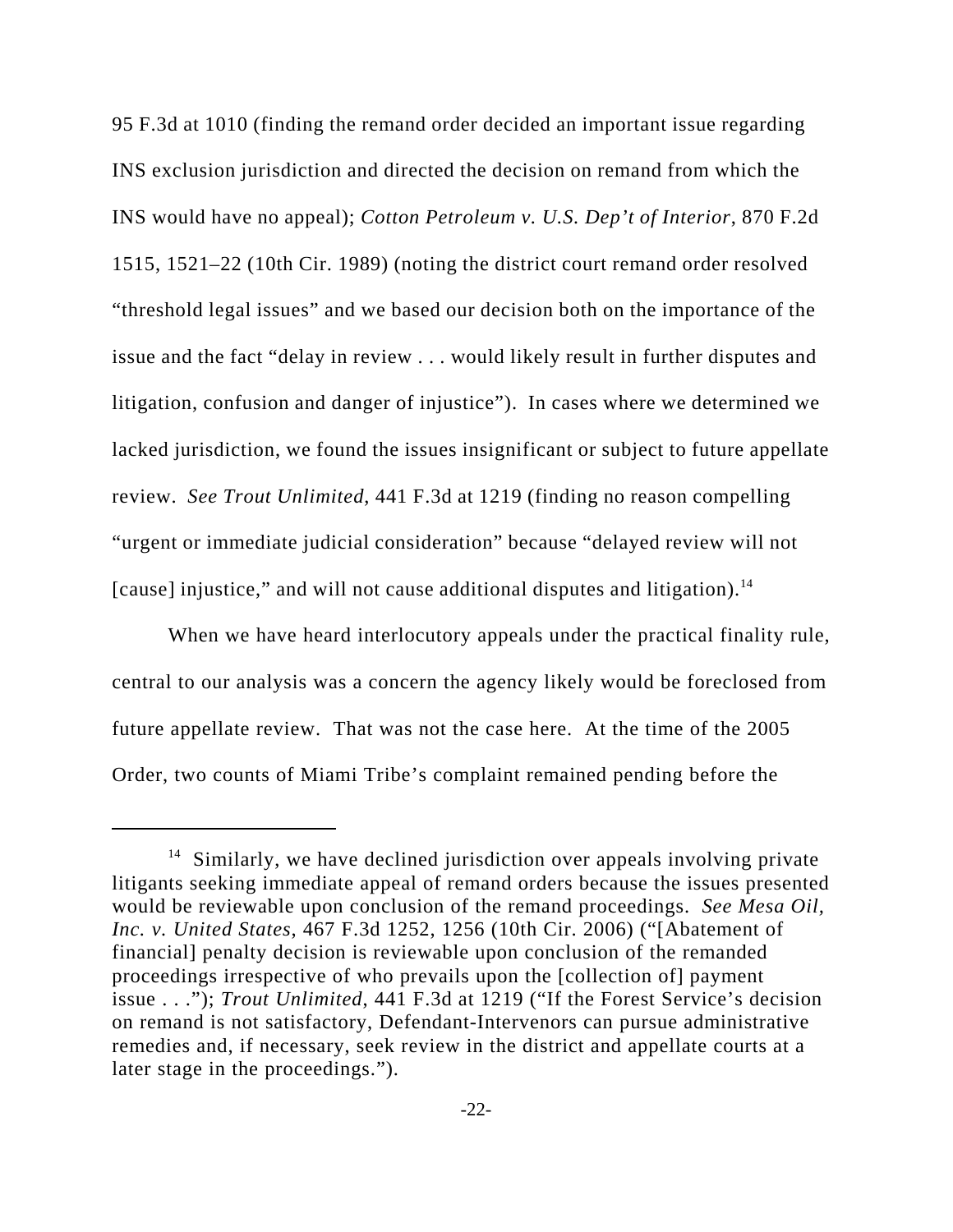95 F.3d at 1010 (finding the remand order decided an important issue regarding INS exclusion jurisdiction and directed the decision on remand from which the INS would have no appeal); *Cotton Petroleum v. U.S. Dep't of Interior*, 870 F.2d 1515, 1521–22 (10th Cir. 1989) (noting the district court remand order resolved "threshold legal issues" and we based our decision both on the importance of the issue and the fact "delay in review . . . would likely result in further disputes and litigation, confusion and danger of injustice"). In cases where we determined we lacked jurisdiction, we found the issues insignificant or subject to future appellate review. *See Trout Unlimited*, 441 F.3d at 1219 (finding no reason compelling "urgent or immediate judicial consideration" because "delayed review will not [cause] injustice," and will not cause additional disputes and litigation).[14]

When we have heard interlocutory appeals under the practical finality rule, central to our analysis was a concern the agency likely would be foreclosed from future appellate review. That was not the case here. At the time of the 2005 Order, two counts of Miami Tribe's complaint remained pending before the

---

[14] Similarly, we have declined jurisdiction over appeals involving private litigants seeking immediate appeal of remand orders because the issues presented would be reviewable upon conclusion of the remand proceedings. *See Mesa Oil, Inc. v. United States*, 467 F.3d 1252, 1256 (10th Cir. 2006) ("[Abatement of financial] penalty decision is reviewable upon conclusion of the remanded proceedings irrespective of who prevails upon the [collection of] payment issue . . ."); *Trout Unlimited*, 441 F.3d at 1219 ("If the Forest Service's decision on remand is not satisfactory, Defendant-Intervenors can pursue administrative remedies and, if necessary, seek review in the district and appellate courts at a later stage in the proceedings.").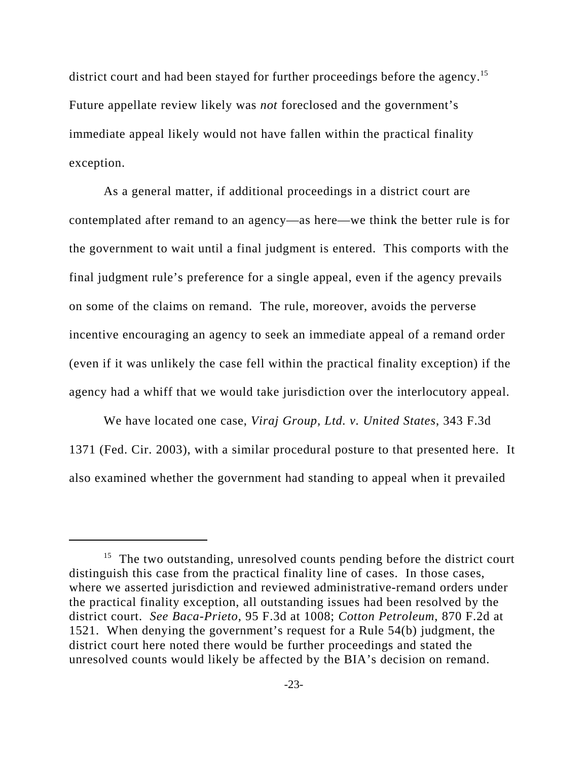district court and had been stayed for further proceedings before the agency.[15] Future appellate review likely was *not* foreclosed and the government's immediate appeal likely would not have fallen within the practical finality exception.

As a general matter, if additional proceedings in a district court are contemplated after remand to an agency—as here—we think the better rule is for the government to wait until a final judgment is entered. This comports with the final judgment rule's preference for a single appeal, even if the agency prevails on some of the claims on remand. The rule, moreover, avoids the perverse incentive encouraging an agency to seek an immediate appeal of a remand order (even if it was unlikely the case fell within the practical finality exception) if the agency had a whiff that we would take jurisdiction over the interlocutory appeal.

We have located one case, *Viraj Group, Ltd. v. United States*, 343 F.3d 1371 (Fed. Cir. 2003), with a similar procedural posture to that presented here. It also examined whether the government had standing to appeal when it prevailed

[15] The two outstanding, unresolved counts pending before the district court distinguish this case from the practical finality line of cases. In those cases, where we asserted jurisdiction and reviewed administrative-remand orders under the practical finality exception, all outstanding issues had been resolved by the district court. *See Baca-Prieto*, 95 F.3d at 1008; *Cotton Petroleum*, 870 F.2d at 1521. When denying the government's request for a Rule 54(b) judgment, the district court here noted there would be further proceedings and stated the unresolved counts would likely be affected by the BIA's decision on remand.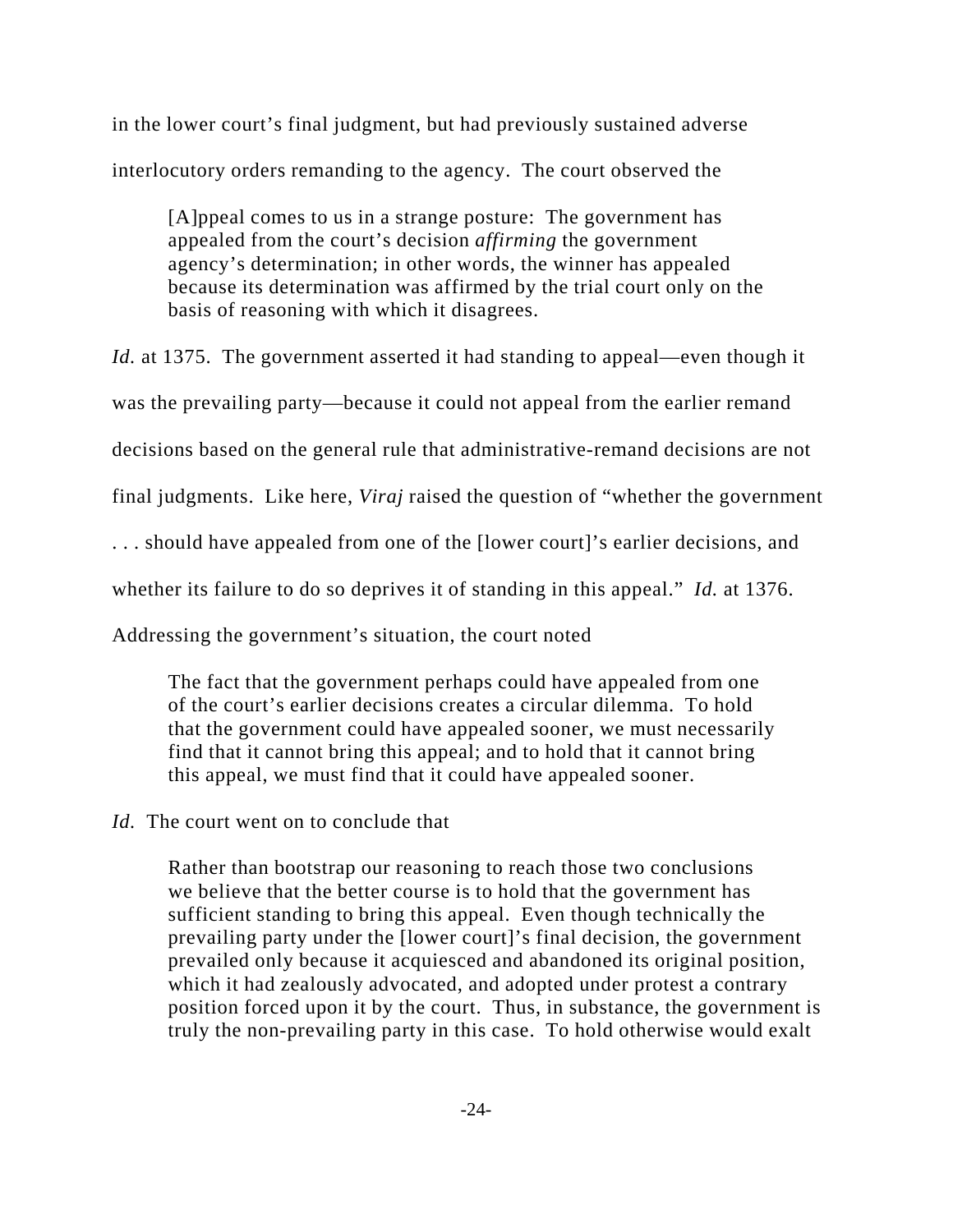in the lower court's final judgment, but had previously sustained adverse interlocutory orders remanding to the agency. The court observed the

> [A]ppeal comes to us in a strange posture: The government has appealed from the court's decision *affirming* the government agency's determination; in other words, the winner has appealed because its determination was affirmed by the trial court only on the basis of reasoning with which it disagrees.

*Id.* at 1375. The government asserted it had standing to appeal—even though it was the prevailing party—because it could not appeal from the earlier remand decisions based on the general rule that administrative-remand decisions are not final judgments. Like here, *Viraj* raised the question of "whether the government . . . should have appealed from one of the [lower court]'s earlier decisions, and whether its failure to do so deprives it of standing in this appeal." *Id.* at 1376. Addressing the government's situation, the court noted

> The fact that the government perhaps could have appealed from one of the court's earlier decisions creates a circular dilemma. To hold that the government could have appealed sooner, we must necessarily find that it cannot bring this appeal; and to hold that it cannot bring this appeal, we must find that it could have appealed sooner.

*Id.* The court went on to conclude that

> Rather than bootstrap our reasoning to reach those two conclusions we believe that the better course is to hold that the government has sufficient standing to bring this appeal. Even though technically the prevailing party under the [lower court]'s final decision, the government prevailed only because it acquiesced and abandoned its original position, which it had zealously advocated, and adopted under protest a contrary position forced upon it by the court. Thus, in substance, the government is truly the non-prevailing party in this case. To hold otherwise would exalt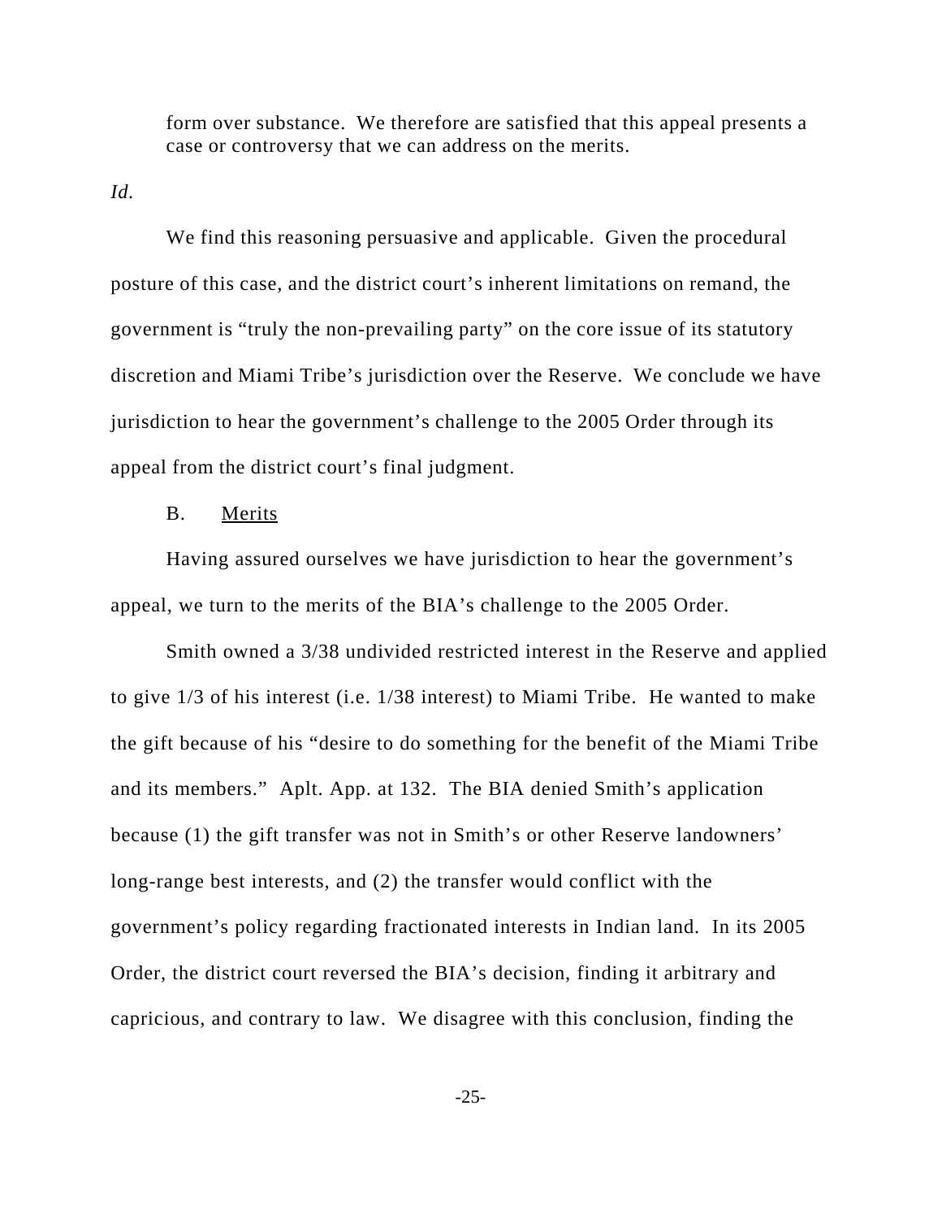> form over substance. We therefore are satisfied that this appeal presents a case or controversy that we can address on the merits.

*Id.*

We find this reasoning persuasive and applicable. Given the procedural posture of this case, and the district court's inherent limitations on remand, the government is "truly the non-prevailing party" on the core issue of its statutory discretion and Miami Tribe's jurisdiction over the Reserve. We conclude we have jurisdiction to hear the government's challenge to the 2005 Order through its appeal from the district court's final judgment.

B. Merits

Having assured ourselves we have jurisdiction to hear the government's appeal, we turn to the merits of the BIA's challenge to the 2005 Order.

Smith owned a 3/38 undivided restricted interest in the Reserve and applied to give 1/3 of his interest (i.e. 1/38 interest) to Miami Tribe. He wanted to make the gift because of his "desire to do something for the benefit of the Miami Tribe and its members." Aplt. App. at 132. The BIA denied Smith's application because (1) the gift transfer was not in Smith's or other Reserve landowners' long-range best interests, and (2) the transfer would conflict with the government's policy regarding fractionated interests in Indian land. In its 2005 Order, the district court reversed the BIA's decision, finding it arbitrary and capricious, and contrary to law. We disagree with this conclusion, finding the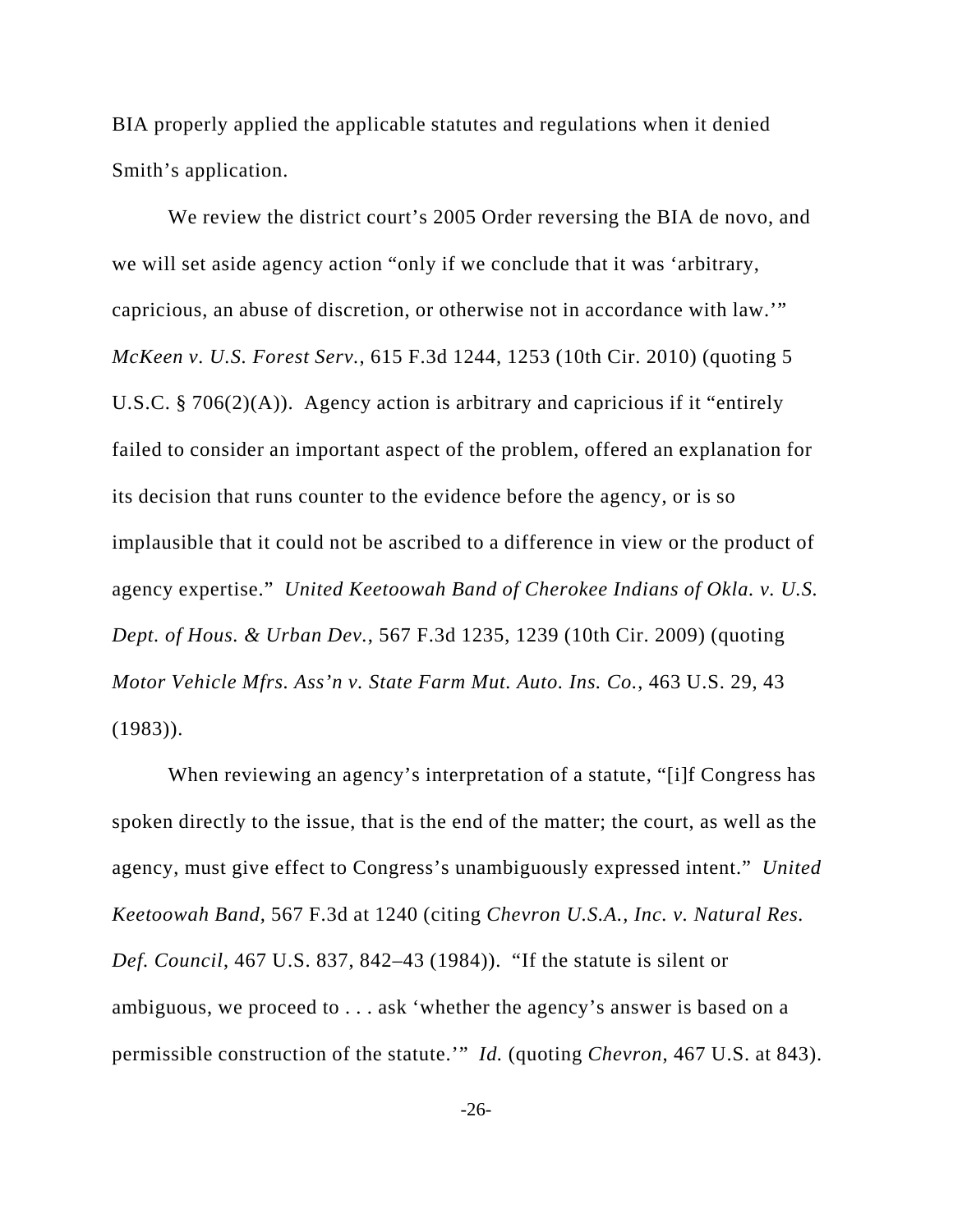BIA properly applied the applicable statutes and regulations when it denied Smith's application.

We review the district court's 2005 Order reversing the BIA de novo, and we will set aside agency action "only if we conclude that it was 'arbitrary, capricious, an abuse of discretion, or otherwise not in accordance with law.'" *McKeen v. U.S. Forest Serv.*, 615 F.3d 1244, 1253 (10th Cir. 2010) (quoting 5 U.S.C. § 706(2)(A)). Agency action is arbitrary and capricious if it "entirely failed to consider an important aspect of the problem, offered an explanation for its decision that runs counter to the evidence before the agency, or is so implausible that it could not be ascribed to a difference in view or the product of agency expertise." *United Keetoowah Band of Cherokee Indians of Okla. v. U.S. Dept. of Hous. & Urban Dev.*, 567 F.3d 1235, 1239 (10th Cir. 2009) (quoting *Motor Vehicle Mfrs. Ass'n v. State Farm Mut. Auto. Ins. Co.*, 463 U.S. 29, 43 (1983)).

When reviewing an agency's interpretation of a statute, "[i]f Congress has spoken directly to the issue, that is the end of the matter; the court, as well as the agency, must give effect to Congress's unambiguously expressed intent." *United Keetoowah Band*, 567 F.3d at 1240 (citing *Chevron U.S.A., Inc. v. Natural Res. Def. Council*, 467 U.S. 837, 842–43 (1984)). "If the statute is silent or ambiguous, we proceed to . . . ask 'whether the agency's answer is based on a permissible construction of the statute.'" *Id.* (quoting *Chevron*, 467 U.S. at 843).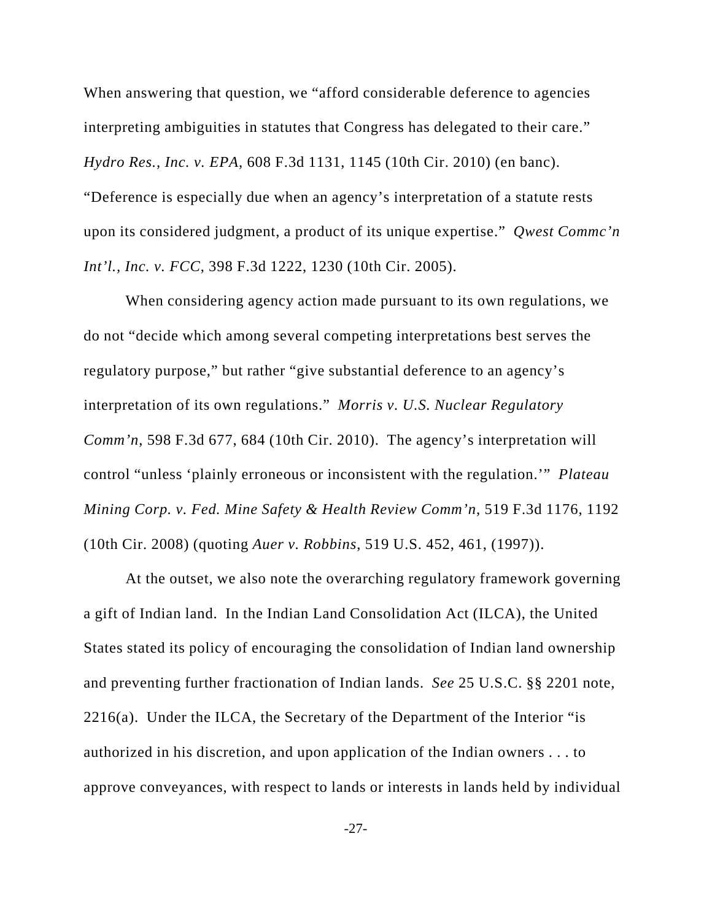When answering that question, we "afford considerable deference to agencies interpreting ambiguities in statutes that Congress has delegated to their care." *Hydro Res., Inc. v. EPA*, 608 F.3d 1131, 1145 (10th Cir. 2010) (en banc). "Deference is especially due when an agency's interpretation of a statute rests upon its considered judgment, a product of its unique expertise." *Qwest Commc'n Int'l., Inc. v. FCC*, 398 F.3d 1222, 1230 (10th Cir. 2005).

When considering agency action made pursuant to its own regulations, we do not "decide which among several competing interpretations best serves the regulatory purpose," but rather "give substantial deference to an agency's interpretation of its own regulations." *Morris v. U.S. Nuclear Regulatory Comm'n*, 598 F.3d 677, 684 (10th Cir. 2010). The agency's interpretation will control "unless 'plainly erroneous or inconsistent with the regulation.'" *Plateau Mining Corp. v. Fed. Mine Safety & Health Review Comm'n*, 519 F.3d 1176, 1192 (10th Cir. 2008) (quoting *Auer v. Robbins*, 519 U.S. 452, 461, (1997)).

At the outset, we also note the overarching regulatory framework governing a gift of Indian land. In the Indian Land Consolidation Act (ILCA), the United States stated its policy of encouraging the consolidation of Indian land ownership and preventing further fractionation of Indian lands. *See* 25 U.S.C. §§ 2201 note, 2216(a). Under the ILCA, the Secretary of the Department of the Interior "is authorized in his discretion, and upon application of the Indian owners . . . to approve conveyances, with respect to lands or interests in lands held by individual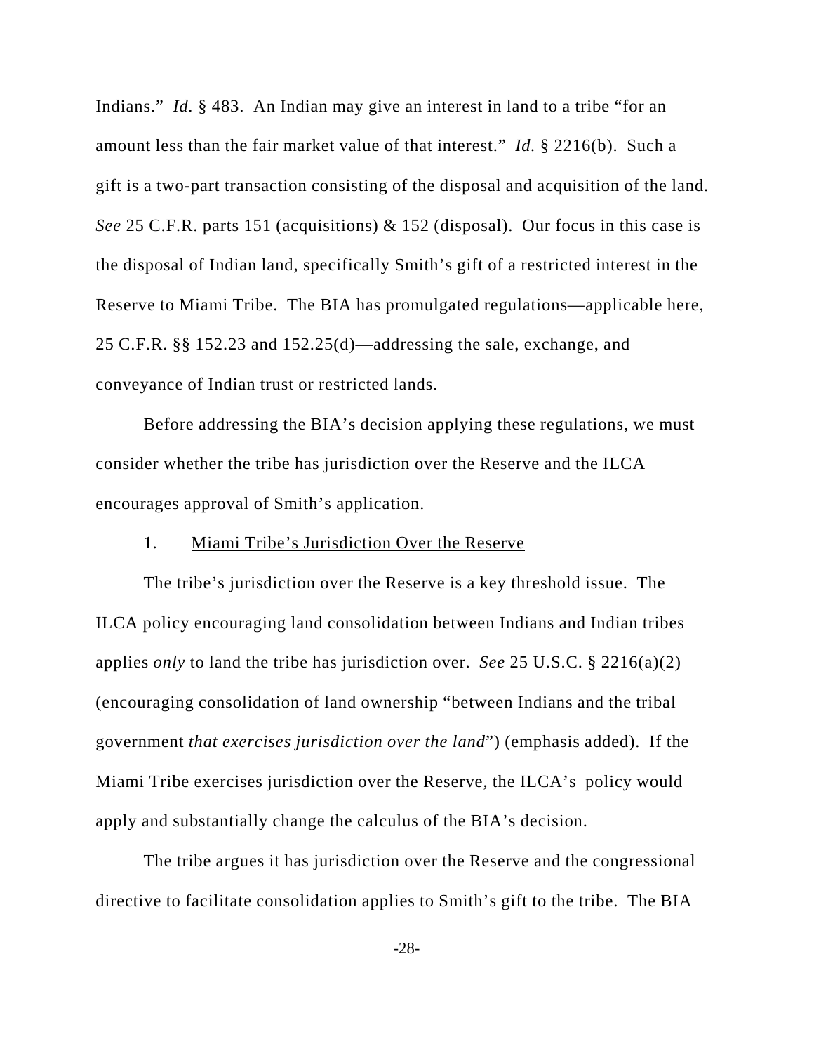Indians." *Id.* § 483. An Indian may give an interest in land to a tribe "for an amount less than the fair market value of that interest." *Id.* § 2216(b). Such a gift is a two-part transaction consisting of the disposal and acquisition of the land. *See* 25 C.F.R. parts 151 (acquisitions) & 152 (disposal). Our focus in this case is the disposal of Indian land, specifically Smith's gift of a restricted interest in the Reserve to Miami Tribe. The BIA has promulgated regulations—applicable here, 25 C.F.R. §§ 152.23 and 152.25(d)—addressing the sale, exchange, and conveyance of Indian trust or restricted lands.

Before addressing the BIA's decision applying these regulations, we must consider whether the tribe has jurisdiction over the Reserve and the ILCA encourages approval of Smith's application.

1. <u>Miami Tribe's Jurisdiction Over the Reserve</u>

The tribe's jurisdiction over the Reserve is a key threshold issue. The ILCA policy encouraging land consolidation between Indians and Indian tribes applies *only* to land the tribe has jurisdiction over. *See* 25 U.S.C. § 2216(a)(2) (encouraging consolidation of land ownership "between Indians and the tribal government *that exercises jurisdiction over the land*") (emphasis added). If the Miami Tribe exercises jurisdiction over the Reserve, the ILCA's policy would apply and substantially change the calculus of the BIA's decision.

The tribe argues it has jurisdiction over the Reserve and the congressional directive to facilitate consolidation applies to Smith's gift to the tribe. The BIA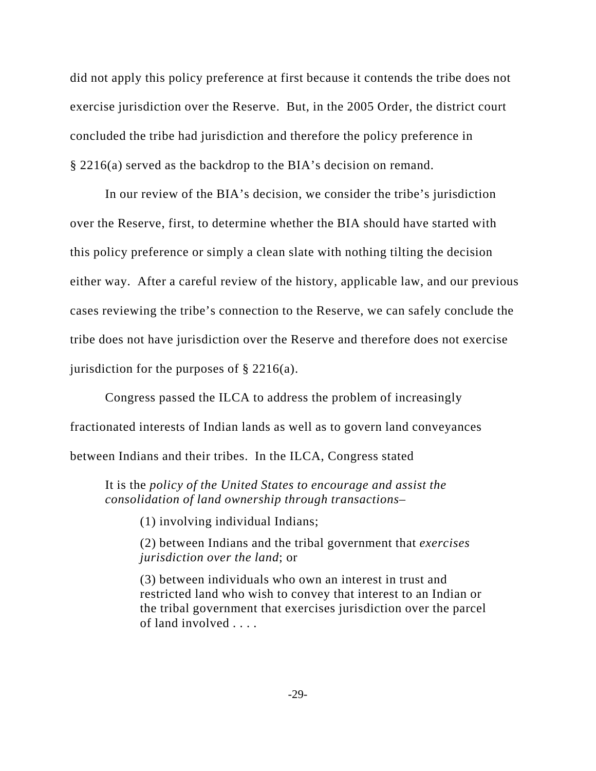did not apply this policy preference at first because it contends the tribe does not exercise jurisdiction over the Reserve. But, in the 2005 Order, the district court concluded the tribe had jurisdiction and therefore the policy preference in § 2216(a) served as the backdrop to the BIA's decision on remand.

In our review of the BIA's decision, we consider the tribe's jurisdiction over the Reserve, first, to determine whether the BIA should have started with this policy preference or simply a clean slate with nothing tilting the decision either way. After a careful review of the history, applicable law, and our previous cases reviewing the tribe's connection to the Reserve, we can safely conclude the tribe does not have jurisdiction over the Reserve and therefore does not exercise jurisdiction for the purposes of § 2216(a).

Congress passed the ILCA to address the problem of increasingly fractionated interests of Indian lands as well as to govern land conveyances between Indians and their tribes. In the ILCA, Congress stated

> It is the *policy of the United States to encourage and assist the consolidation of land ownership through transactions*–
>
> > (1) involving individual Indians;
> >
> > (2) between Indians and the tribal government that *exercises jurisdiction over the land*; or
> >
> > (3) between individuals who own an interest in trust and restricted land who wish to convey that interest to an Indian or the tribal government that exercises jurisdiction over the parcel of land involved . . . .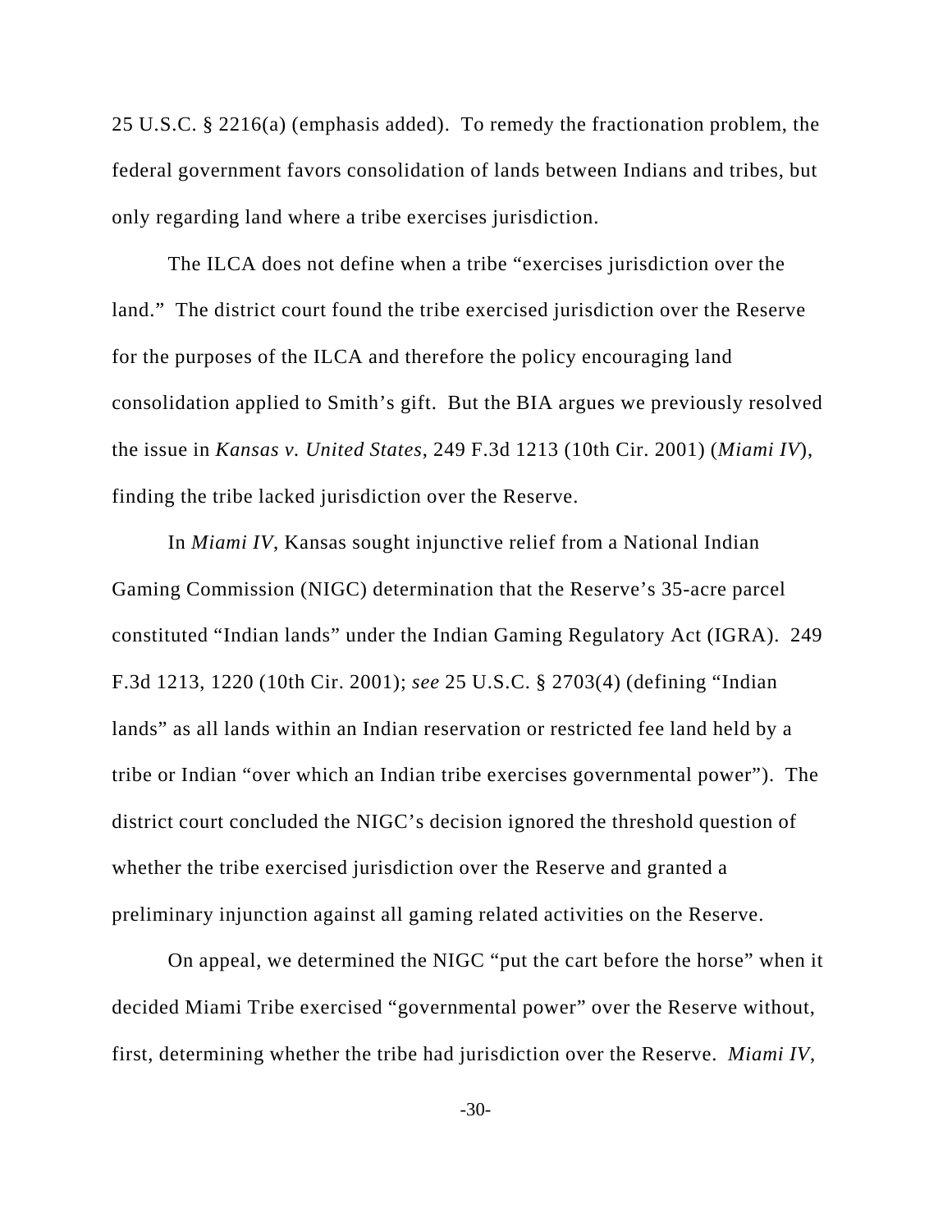25 U.S.C. § 2216(a) (emphasis added). To remedy the fractionation problem, the federal government favors consolidation of lands between Indians and tribes, but only regarding land where a tribe exercises jurisdiction.

The ILCA does not define when a tribe "exercises jurisdiction over the land." The district court found the tribe exercised jurisdiction over the Reserve for the purposes of the ILCA and therefore the policy encouraging land consolidation applied to Smith's gift. But the BIA argues we previously resolved the issue in *Kansas v. United States*, 249 F.3d 1213 (10th Cir. 2001) (*Miami IV*), finding the tribe lacked jurisdiction over the Reserve.

In *Miami IV*, Kansas sought injunctive relief from a National Indian Gaming Commission (NIGC) determination that the Reserve's 35-acre parcel constituted "Indian lands" under the Indian Gaming Regulatory Act (IGRA). 249 F.3d 1213, 1220 (10th Cir. 2001); *see* 25 U.S.C. § 2703(4) (defining "Indian lands" as all lands within an Indian reservation or restricted fee land held by a tribe or Indian "over which an Indian tribe exercises governmental power"). The district court concluded the NIGC's decision ignored the threshold question of whether the tribe exercised jurisdiction over the Reserve and granted a preliminary injunction against all gaming related activities on the Reserve.

On appeal, we determined the NIGC "put the cart before the horse" when it decided Miami Tribe exercised "governmental power" over the Reserve without, first, determining whether the tribe had jurisdiction over the Reserve. *Miami IV*,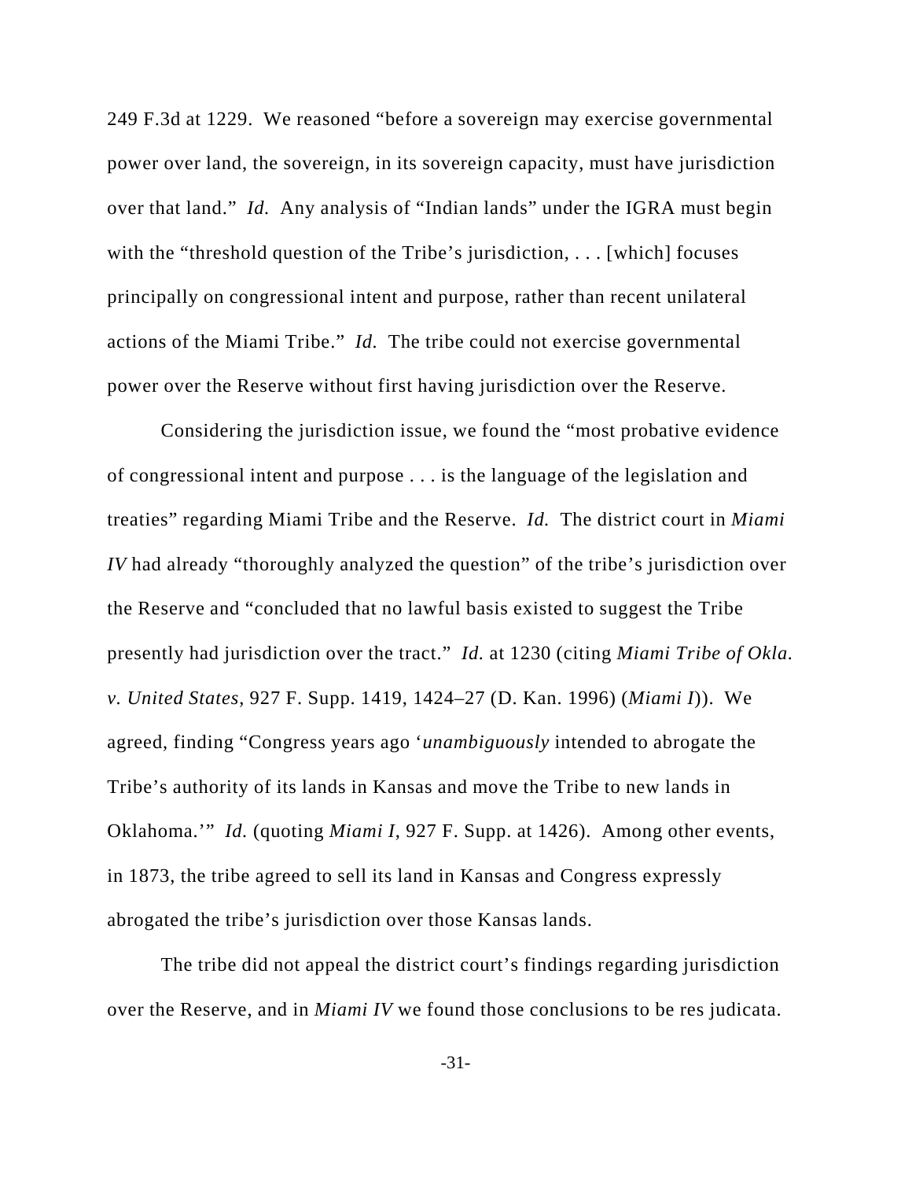249 F.3d at 1229. We reasoned "before a sovereign may exercise governmental power over land, the sovereign, in its sovereign capacity, must have jurisdiction over that land." *Id.* Any analysis of "Indian lands" under the IGRA must begin with the "threshold question of the Tribe's jurisdiction, . . . [which] focuses principally on congressional intent and purpose, rather than recent unilateral actions of the Miami Tribe." *Id.* The tribe could not exercise governmental power over the Reserve without first having jurisdiction over the Reserve.

Considering the jurisdiction issue, we found the "most probative evidence of congressional intent and purpose . . . is the language of the legislation and treaties" regarding Miami Tribe and the Reserve. *Id.* The district court in *Miami IV* had already "thoroughly analyzed the question" of the tribe's jurisdiction over the Reserve and "concluded that no lawful basis existed to suggest the Tribe presently had jurisdiction over the tract." *Id.* at 1230 (citing *Miami Tribe of Okla. v. United States*, 927 F. Supp. 1419, 1424–27 (D. Kan. 1996) (*Miami I*)). We agreed, finding "Congress years ago '*unambiguously* intended to abrogate the Tribe's authority of its lands in Kansas and move the Tribe to new lands in Oklahoma.'" *Id.* (quoting *Miami I*, 927 F. Supp. at 1426). Among other events, in 1873, the tribe agreed to sell its land in Kansas and Congress expressly abrogated the tribe's jurisdiction over those Kansas lands.

The tribe did not appeal the district court's findings regarding jurisdiction over the Reserve, and in *Miami IV* we found those conclusions to be res judicata.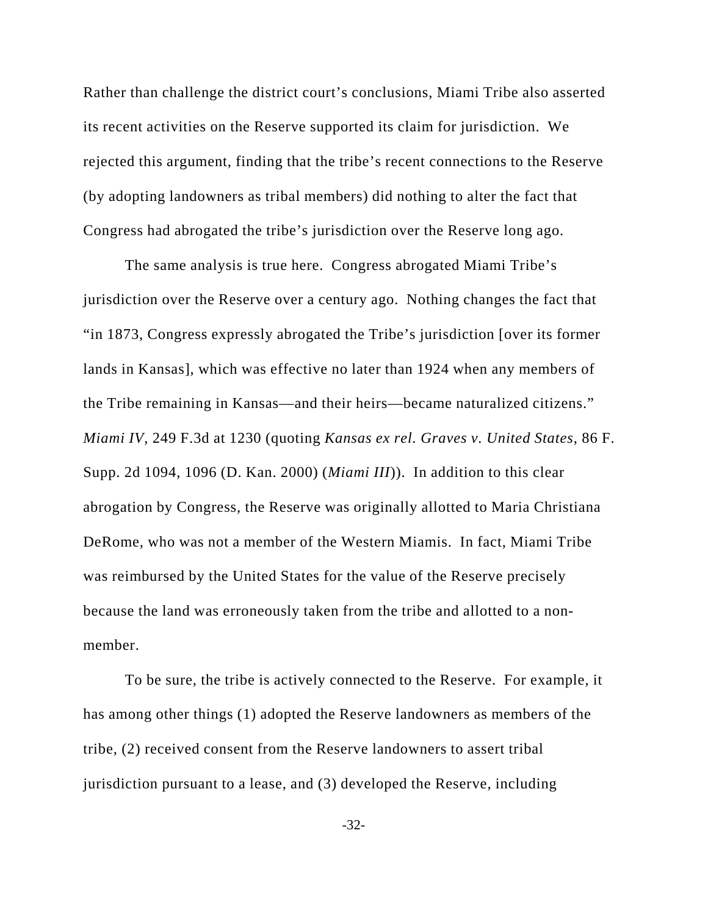Rather than challenge the district court's conclusions, Miami Tribe also asserted its recent activities on the Reserve supported its claim for jurisdiction. We rejected this argument, finding that the tribe's recent connections to the Reserve (by adopting landowners as tribal members) did nothing to alter the fact that Congress had abrogated the tribe's jurisdiction over the Reserve long ago.

The same analysis is true here. Congress abrogated Miami Tribe's jurisdiction over the Reserve over a century ago. Nothing changes the fact that "in 1873, Congress expressly abrogated the Tribe's jurisdiction [over its former lands in Kansas], which was effective no later than 1924 when any members of the Tribe remaining in Kansas—and their heirs—became naturalized citizens." *Miami IV*, 249 F.3d at 1230 (quoting *Kansas ex rel. Graves v. United States*, 86 F. Supp. 2d 1094, 1096 (D. Kan. 2000) (*Miami III*)). In addition to this clear abrogation by Congress, the Reserve was originally allotted to Maria Christiana DeRome, who was not a member of the Western Miamis. In fact, Miami Tribe was reimbursed by the United States for the value of the Reserve precisely because the land was erroneously taken from the tribe and allotted to a non-member.

To be sure, the tribe is actively connected to the Reserve. For example, it has among other things (1) adopted the Reserve landowners as members of the tribe, (2) received consent from the Reserve landowners to assert tribal jurisdiction pursuant to a lease, and (3) developed the Reserve, including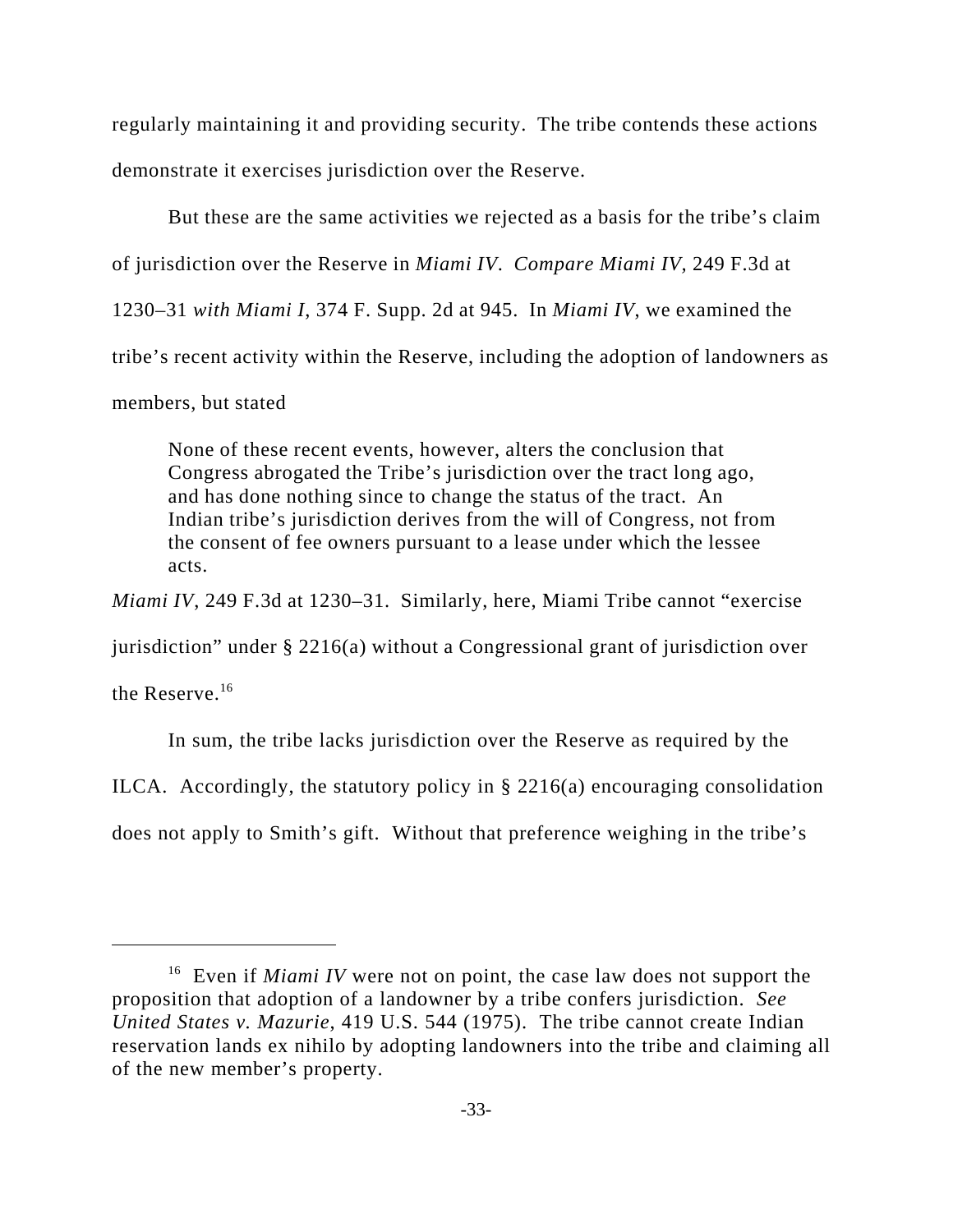regularly maintaining it and providing security. The tribe contends these actions demonstrate it exercises jurisdiction over the Reserve.

But these are the same activities we rejected as a basis for the tribe's claim of jurisdiction over the Reserve in *Miami IV*. *Compare Miami IV*, 249 F.3d at 1230–31 *with Miami I*, 374 F. Supp. 2d at 945. In *Miami IV*, we examined the tribe's recent activity within the Reserve, including the adoption of landowners as members, but stated

> None of these recent events, however, alters the conclusion that Congress abrogated the Tribe's jurisdiction over the tract long ago, and has done nothing since to change the status of the tract. An Indian tribe's jurisdiction derives from the will of Congress, not from the consent of fee owners pursuant to a lease under which the lessee acts.

*Miami IV*, 249 F.3d at 1230–31. Similarly, here, Miami Tribe cannot "exercise jurisdiction" under § 2216(a) without a Congressional grant of jurisdiction over the Reserve.[16]

In sum, the tribe lacks jurisdiction over the Reserve as required by the ILCA. Accordingly, the statutory policy in § 2216(a) encouraging consolidation does not apply to Smith's gift. Without that preference weighing in the tribe's

---

[16] Even if *Miami IV* were not on point, the case law does not support the proposition that adoption of a landowner by a tribe confers jurisdiction. *See United States v. Mazurie*, 419 U.S. 544 (1975). The tribe cannot create Indian reservation lands ex nihilo by adopting landowners into the tribe and claiming all of the new member's property.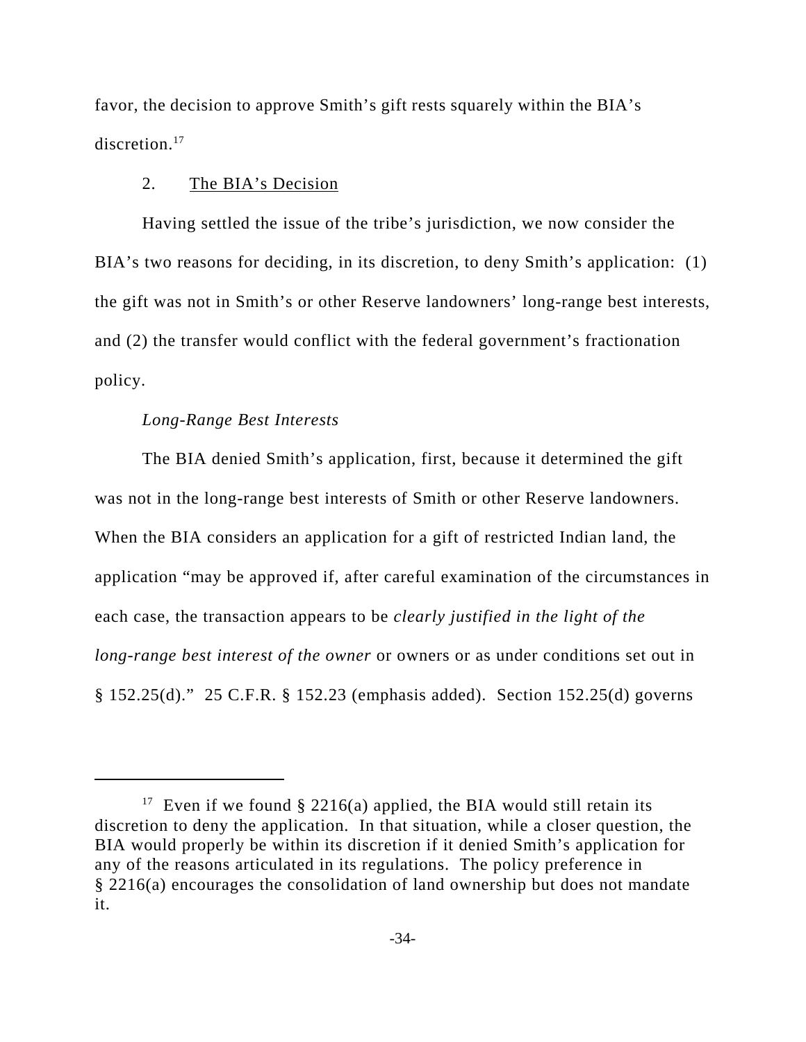favor, the decision to approve Smith's gift rests squarely within the BIA's discretion.[17]

2. The BIA's Decision

Having settled the issue of the tribe's jurisdiction, we now consider the BIA's two reasons for deciding, in its discretion, to deny Smith's application: (1) the gift was not in Smith's or other Reserve landowners' long-range best interests, and (2) the transfer would conflict with the federal government's fractionation policy.

*Long-Range Best Interests*

The BIA denied Smith's application, first, because it determined the gift was not in the long-range best interests of Smith or other Reserve landowners. When the BIA considers an application for a gift of restricted Indian land, the application "may be approved if, after careful examination of the circumstances in each case, the transaction appears to be *clearly justified in the light of the long-range best interest of the owner* or owners or as under conditions set out in § 152.25(d)." 25 C.F.R. § 152.23 (emphasis added). Section 152.25(d) governs

---

[17] Even if we found § 2216(a) applied, the BIA would still retain its discretion to deny the application. In that situation, while a closer question, the BIA would properly be within its discretion if it denied Smith's application for any of the reasons articulated in its regulations. The policy preference in § 2216(a) encourages the consolidation of land ownership but does not mandate it.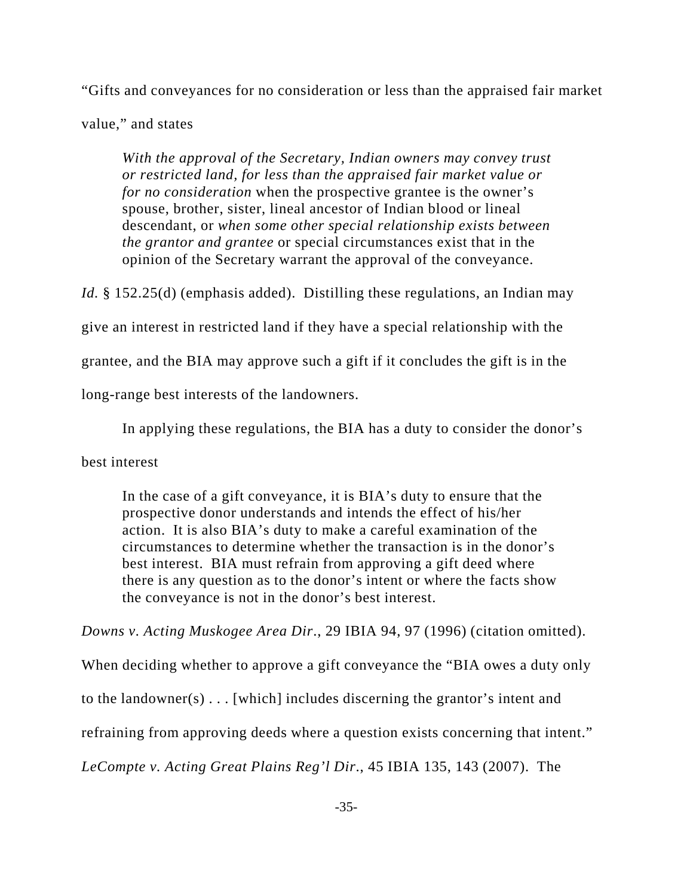"Gifts and conveyances for no consideration or less than the appraised fair market value," and states

> *With the approval of the Secretary, Indian owners may convey trust or restricted land, for less than the appraised fair market value or for no consideration* when the prospective grantee is the owner's spouse, brother, sister, lineal ancestor of Indian blood or lineal descendant, or *when some other special relationship exists between the grantor and grantee* or special circumstances exist that in the opinion of the Secretary warrant the approval of the conveyance.

*Id.* § 152.25(d) (emphasis added). Distilling these regulations, an Indian may give an interest in restricted land if they have a special relationship with the grantee, and the BIA may approve such a gift if it concludes the gift is in the long-range best interests of the landowners.

In applying these regulations, the BIA has a duty to consider the donor's best interest

> In the case of a gift conveyance, it is BIA's duty to ensure that the prospective donor understands and intends the effect of his/her action. It is also BIA's duty to make a careful examination of the circumstances to determine whether the transaction is in the donor's best interest. BIA must refrain from approving a gift deed where there is any question as to the donor's intent or where the facts show the conveyance is not in the donor's best interest.

*Downs v. Acting Muskogee Area Dir.*, 29 IBIA 94, 97 (1996) (citation omitted). When deciding whether to approve a gift conveyance the "BIA owes a duty only to the landowner(s) . . . [which] includes discerning the grantor's intent and refraining from approving deeds where a question exists concerning that intent." *LeCompte v. Acting Great Plains Reg'l Dir.*, 45 IBIA 135, 143 (2007). The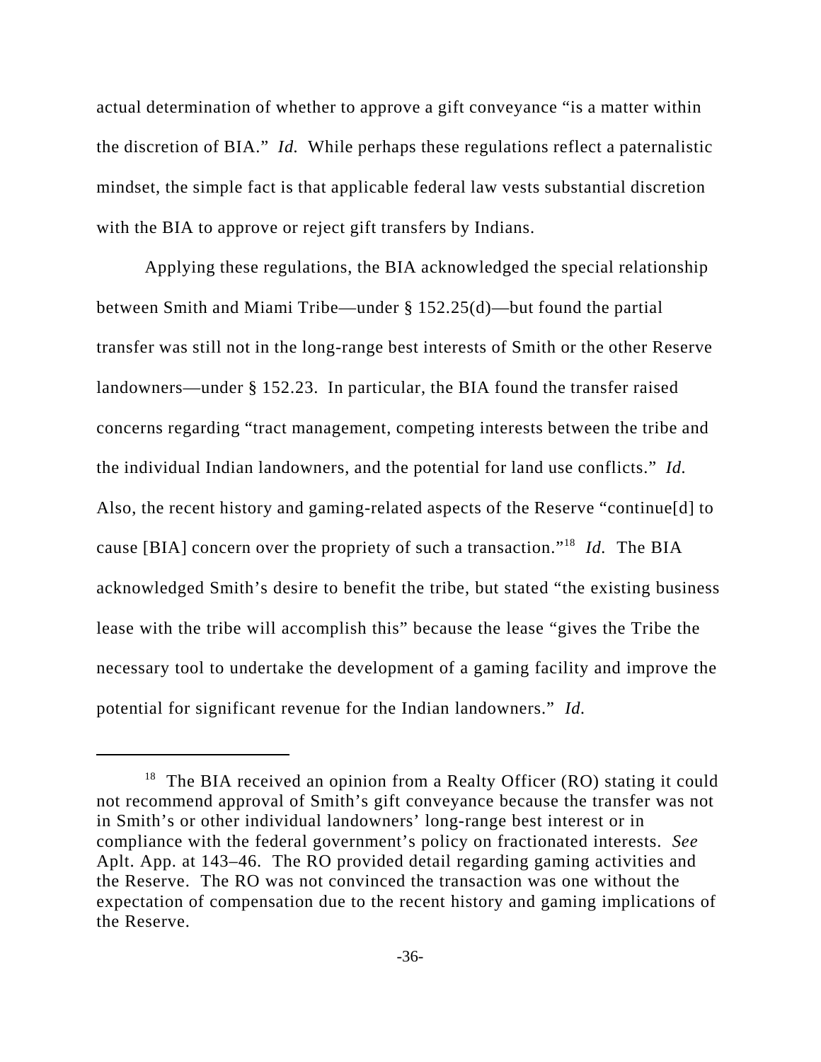actual determination of whether to approve a gift conveyance "is a matter within the discretion of BIA." *Id.* While perhaps these regulations reflect a paternalistic mindset, the simple fact is that applicable federal law vests substantial discretion with the BIA to approve or reject gift transfers by Indians.

Applying these regulations, the BIA acknowledged the special relationship between Smith and Miami Tribe—under § 152.25(d)—but found the partial transfer was still not in the long-range best interests of Smith or the other Reserve landowners—under § 152.23. In particular, the BIA found the transfer raised concerns regarding "tract management, competing interests between the tribe and the individual Indian landowners, and the potential for land use conflicts." *Id.* Also, the recent history and gaming-related aspects of the Reserve "continue[d] to cause [BIA] concern over the propriety of such a transaction."[18] *Id.* The BIA acknowledged Smith's desire to benefit the tribe, but stated "the existing business lease with the tribe will accomplish this" because the lease "gives the Tribe the necessary tool to undertake the development of a gaming facility and improve the potential for significant revenue for the Indian landowners." *Id.*

---

[18] The BIA received an opinion from a Realty Officer (RO) stating it could not recommend approval of Smith's gift conveyance because the transfer was not in Smith's or other individual landowners' long-range best interest or in compliance with the federal government's policy on fractionated interests. *See* Aplt. App. at 143–46. The RO provided detail regarding gaming activities and the Reserve. The RO was not convinced the transaction was one without the expectation of compensation due to the recent history and gaming implications of the Reserve.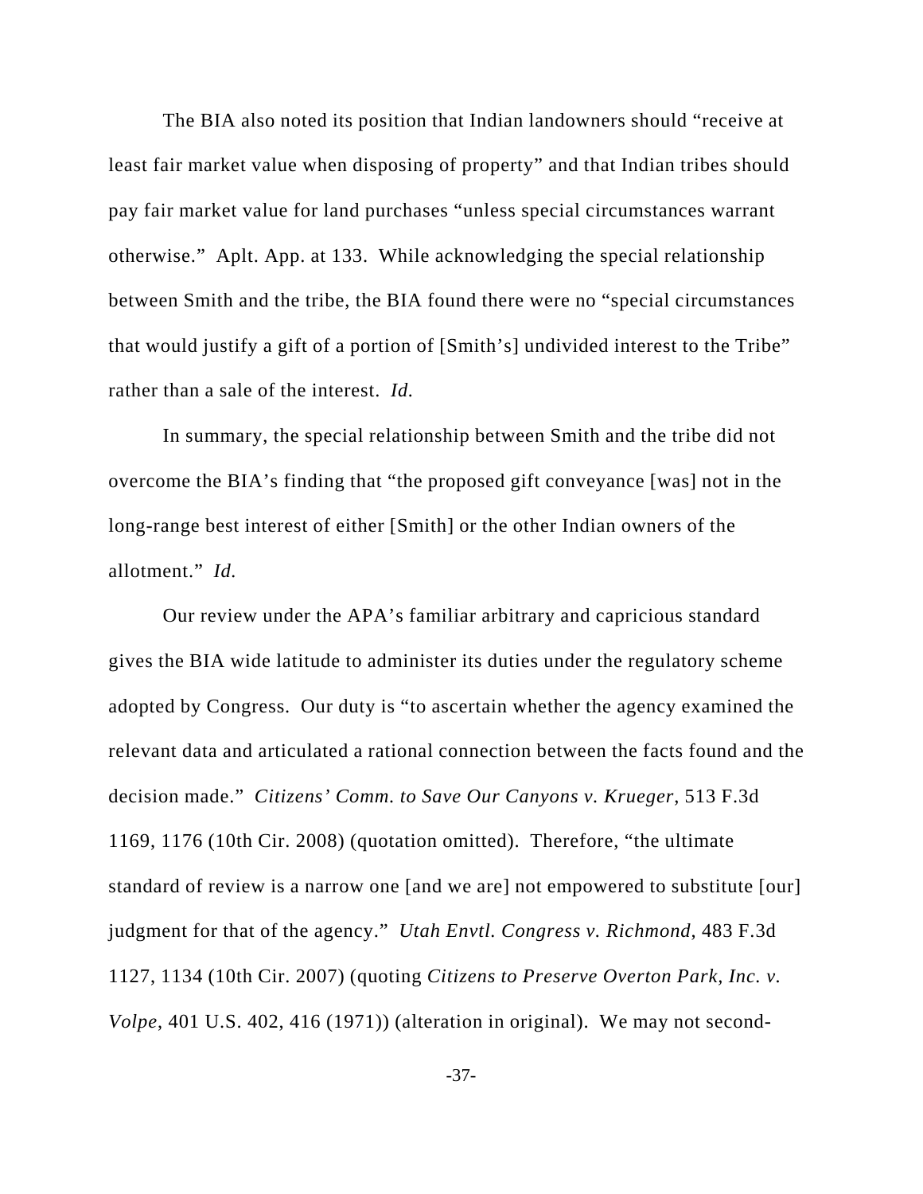The BIA also noted its position that Indian landowners should "receive at least fair market value when disposing of property" and that Indian tribes should pay fair market value for land purchases "unless special circumstances warrant otherwise." Aplt. App. at 133. While acknowledging the special relationship between Smith and the tribe, the BIA found there were no "special circumstances that would justify a gift of a portion of [Smith's] undivided interest to the Tribe" rather than a sale of the interest. *Id.*

In summary, the special relationship between Smith and the tribe did not overcome the BIA's finding that "the proposed gift conveyance [was] not in the long-range best interest of either [Smith] or the other Indian owners of the allotment." *Id.*

Our review under the APA's familiar arbitrary and capricious standard gives the BIA wide latitude to administer its duties under the regulatory scheme adopted by Congress. Our duty is "to ascertain whether the agency examined the relevant data and articulated a rational connection between the facts found and the decision made." *Citizens' Comm. to Save Our Canyons v. Krueger*, 513 F.3d 1169, 1176 (10th Cir. 2008) (quotation omitted). Therefore, "the ultimate standard of review is a narrow one [and we are] not empowered to substitute [our] judgment for that of the agency." *Utah Envtl. Congress v. Richmond*, 483 F.3d 1127, 1134 (10th Cir. 2007) (quoting *Citizens to Preserve Overton Park, Inc. v. Volpe*, 401 U.S. 402, 416 (1971)) (alteration in original). We may not second-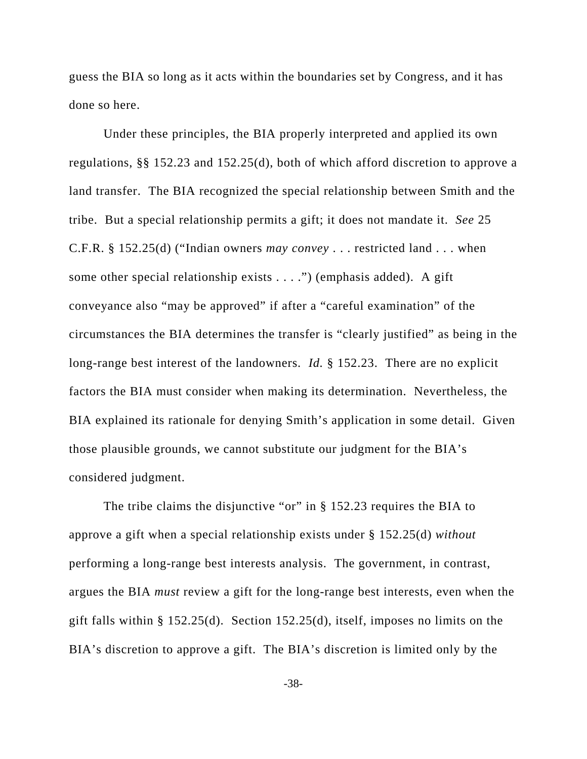guess the BIA so long as it acts within the boundaries set by Congress, and it has done so here.

Under these principles, the BIA properly interpreted and applied its own regulations, §§ 152.23 and 152.25(d), both of which afford discretion to approve a land transfer. The BIA recognized the special relationship between Smith and the tribe. But a special relationship permits a gift; it does not mandate it. *See* 25 C.F.R. § 152.25(d) ("Indian owners *may convey* . . . restricted land . . . when some other special relationship exists . . . .") (emphasis added). A gift conveyance also "may be approved" if after a "careful examination" of the circumstances the BIA determines the transfer is "clearly justified" as being in the long-range best interest of the landowners. *Id.* § 152.23. There are no explicit factors the BIA must consider when making its determination. Nevertheless, the BIA explained its rationale for denying Smith's application in some detail. Given those plausible grounds, we cannot substitute our judgment for the BIA's considered judgment.

The tribe claims the disjunctive "or" in § 152.23 requires the BIA to approve a gift when a special relationship exists under § 152.25(d) *without* performing a long-range best interests analysis. The government, in contrast, argues the BIA *must* review a gift for the long-range best interests, even when the gift falls within § 152.25(d). Section 152.25(d), itself, imposes no limits on the BIA's discretion to approve a gift. The BIA's discretion is limited only by the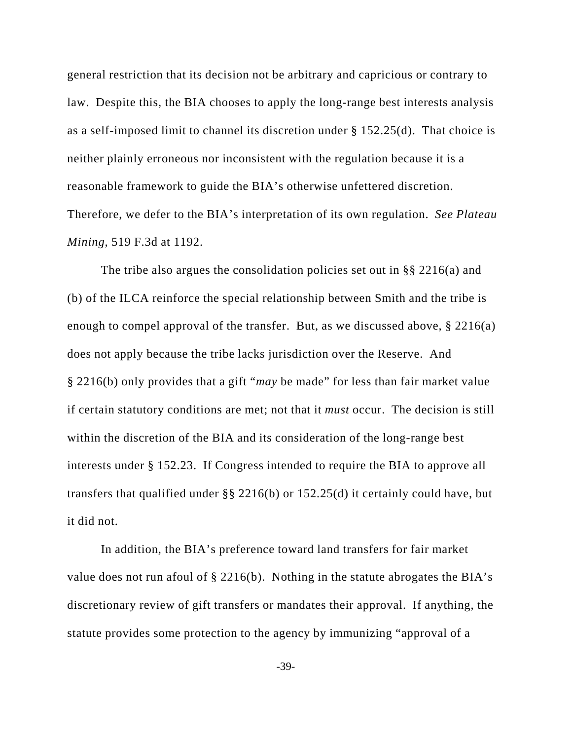general restriction that its decision not be arbitrary and capricious or contrary to law. Despite this, the BIA chooses to apply the long-range best interests analysis as a self-imposed limit to channel its discretion under § 152.25(d). That choice is neither plainly erroneous nor inconsistent with the regulation because it is a reasonable framework to guide the BIA's otherwise unfettered discretion. Therefore, we defer to the BIA's interpretation of its own regulation. *See Plateau Mining*, 519 F.3d at 1192.

The tribe also argues the consolidation policies set out in §§ 2216(a) and (b) of the ILCA reinforce the special relationship between Smith and the tribe is enough to compel approval of the transfer. But, as we discussed above, § 2216(a) does not apply because the tribe lacks jurisdiction over the Reserve. And § 2216(b) only provides that a gift "*may* be made" for less than fair market value if certain statutory conditions are met; not that it *must* occur. The decision is still within the discretion of the BIA and its consideration of the long-range best interests under § 152.23. If Congress intended to require the BIA to approve all transfers that qualified under §§ 2216(b) or 152.25(d) it certainly could have, but it did not.

In addition, the BIA's preference toward land transfers for fair market value does not run afoul of § 2216(b). Nothing in the statute abrogates the BIA's discretionary review of gift transfers or mandates their approval. If anything, the statute provides some protection to the agency by immunizing "approval of a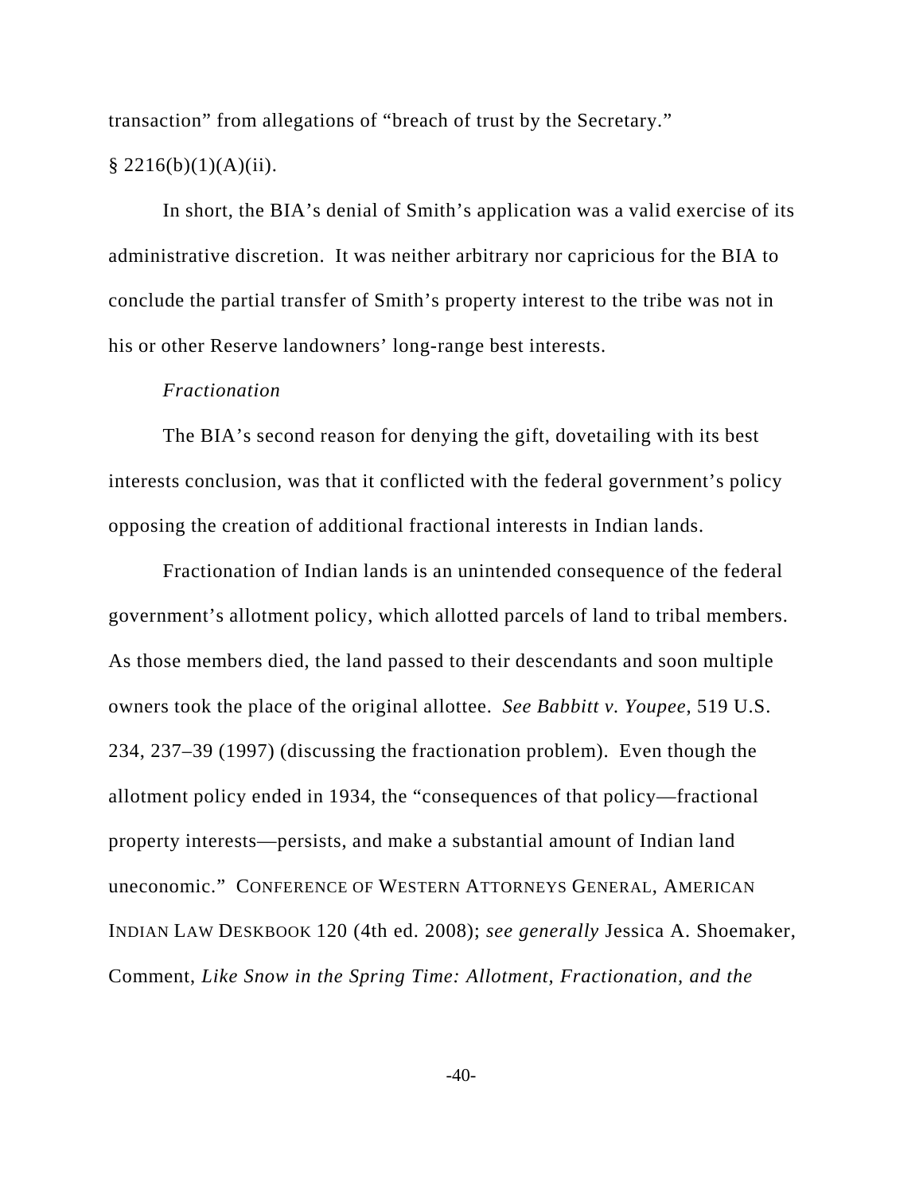transaction" from allegations of "breach of trust by the Secretary." § 2216(b)(1)(A)(ii).

In short, the BIA's denial of Smith's application was a valid exercise of its administrative discretion. It was neither arbitrary nor capricious for the BIA to conclude the partial transfer of Smith's property interest to the tribe was not in his or other Reserve landowners' long-range best interests.

*Fractionation*

The BIA's second reason for denying the gift, dovetailing with its best interests conclusion, was that it conflicted with the federal government's policy opposing the creation of additional fractional interests in Indian lands.

Fractionation of Indian lands is an unintended consequence of the federal government's allotment policy, which allotted parcels of land to tribal members. As those members died, the land passed to their descendants and soon multiple owners took the place of the original allottee. *See Babbitt v. Youpee*, 519 U.S. 234, 237–39 (1997) (discussing the fractionation problem). Even though the allotment policy ended in 1934, the "consequences of that policy—fractional property interests—persists, and make a substantial amount of Indian land uneconomic." CONFERENCE OF WESTERN ATTORNEYS GENERAL, AMERICAN INDIAN LAW DESKBOOK 120 (4th ed. 2008); *see generally* Jessica A. Shoemaker, Comment, *Like Snow in the Spring Time: Allotment, Fractionation, and the*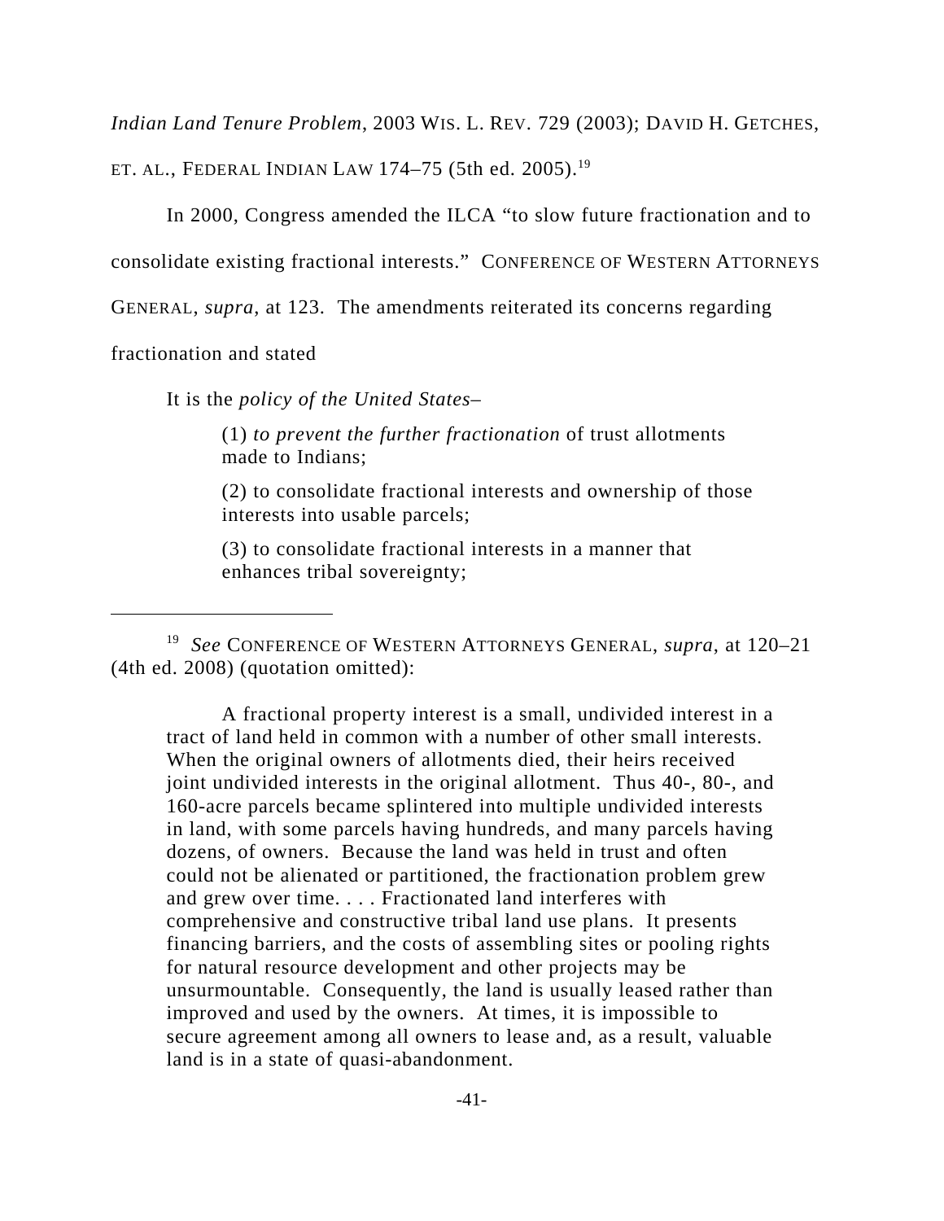*Indian Land Tenure Problem*, 2003 WIS. L. REV. 729 (2003); DAVID H. GETCHES, ET. AL., FEDERAL INDIAN LAW 174–75 (5th ed. 2005).[19]

In 2000, Congress amended the ILCA "to slow future fractionation and to consolidate existing fractional interests." CONFERENCE OF WESTERN ATTORNEYS GENERAL, *supra*, at 123. The amendments reiterated its concerns regarding fractionation and stated

> It is the *policy of the United States*–
>
> (1) *to prevent the further fractionation* of trust allotments made to Indians;
>
> (2) to consolidate fractional interests and ownership of those interests into usable parcels;
>
> (3) to consolidate fractional interests in a manner that enhances tribal sovereignty;

---

[19] *See* CONFERENCE OF WESTERN ATTORNEYS GENERAL, *supra*, at 120–21 (4th ed. 2008) (quotation omitted):

> A fractional property interest is a small, undivided interest in a tract of land held in common with a number of other small interests. When the original owners of allotments died, their heirs received joint undivided interests in the original allotment. Thus 40-, 80-, and 160-acre parcels became splintered into multiple undivided interests in land, with some parcels having hundreds, and many parcels having dozens, of owners. Because the land was held in trust and often could not be alienated or partitioned, the fractionation problem grew and grew over time. . . . Fractionated land interferes with comprehensive and constructive tribal land use plans. It presents financing barriers, and the costs of assembling sites or pooling rights for natural resource development and other projects may be unsurmountable. Consequently, the land is usually leased rather than improved and used by the owners. At times, it is impossible to secure agreement among all owners to lease and, as a result, valuable land is in a state of quasi-abandonment.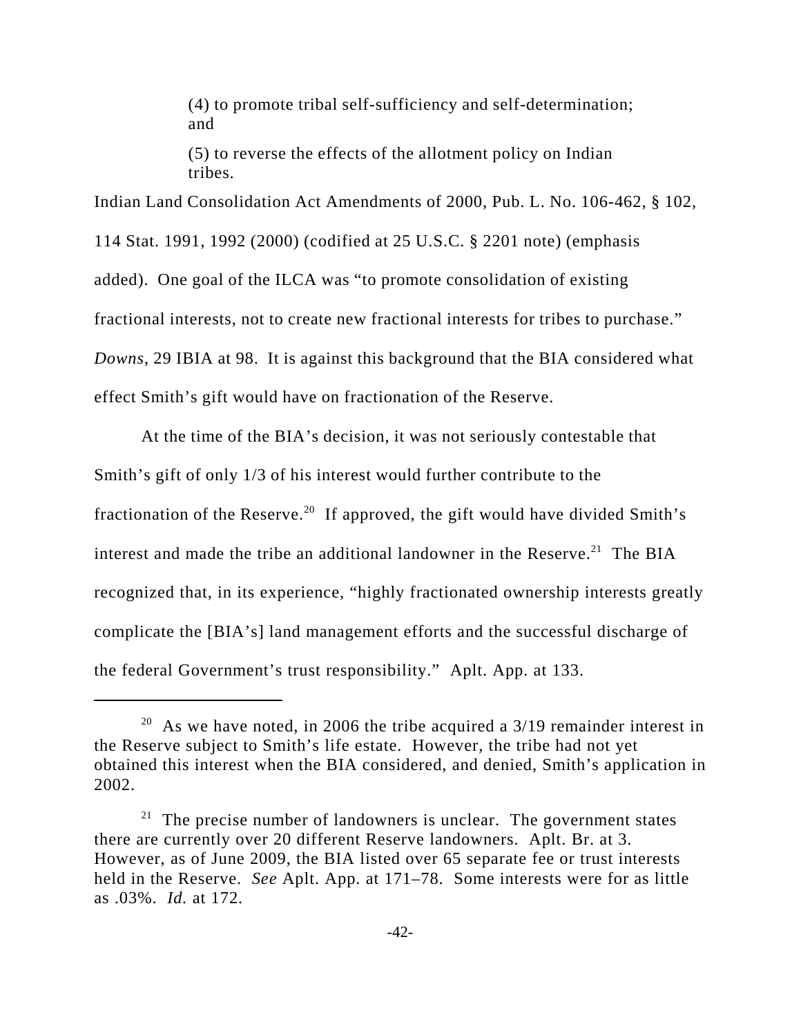> (4) to promote tribal self-sufficiency and self-determination; and
>
> (5) to reverse the effects of the allotment policy on Indian tribes.

Indian Land Consolidation Act Amendments of 2000, Pub. L. No. 106-462, § 102, 114 Stat. 1991, 1992 (2000) (codified at 25 U.S.C. § 2201 note) (emphasis added). One goal of the ILCA was "to promote consolidation of existing fractional interests, not to create new fractional interests for tribes to purchase." *Downs*, 29 IBIA at 98. It is against this background that the BIA considered what effect Smith's gift would have on fractionation of the Reserve.

At the time of the BIA's decision, it was not seriously contestable that Smith's gift of only 1/3 of his interest would further contribute to the fractionation of the Reserve.[20] If approved, the gift would have divided Smith's interest and made the tribe an additional landowner in the Reserve.[21] The BIA recognized that, in its experience, "highly fractionated ownership interests greatly complicate the [BIA's] land management efforts and the successful discharge of the federal Government's trust responsibility." Aplt. App. at 133.

---

[20] As we have noted, in 2006 the tribe acquired a 3/19 remainder interest in the Reserve subject to Smith's life estate. However, the tribe had not yet obtained this interest when the BIA considered, and denied, Smith's application in 2002.

[21] The precise number of landowners is unclear. The government states there are currently over 20 different Reserve landowners. Aplt. Br. at 3. However, as of June 2009, the BIA listed over 65 separate fee or trust interests held in the Reserve. *See* Aplt. App. at 171–78. Some interests were for as little as .03%. *Id.* at 172.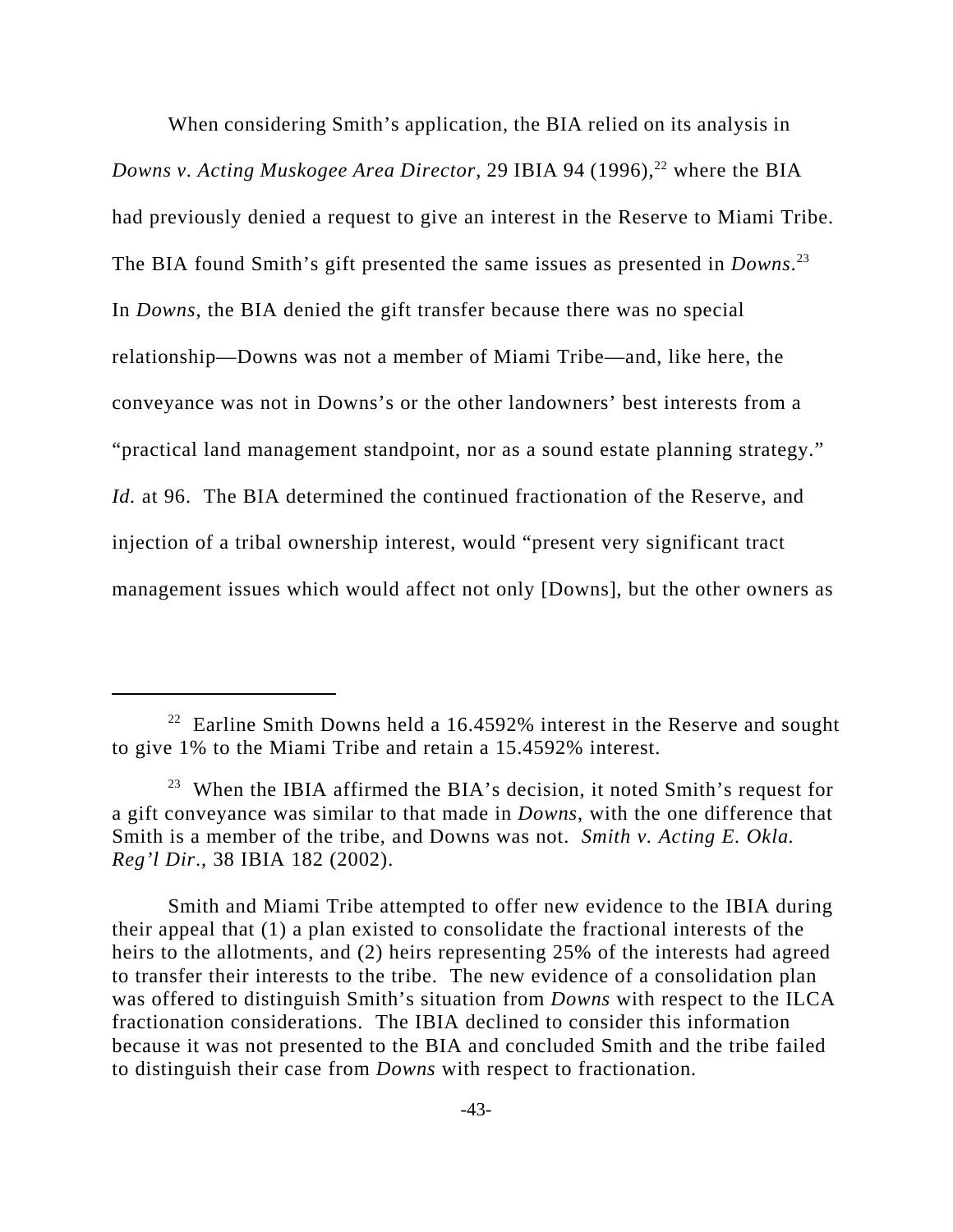When considering Smith's application, the BIA relied on its analysis in *Downs v. Acting Muskogee Area Director*, 29 IBIA 94 (1996),[22] where the BIA had previously denied a request to give an interest in the Reserve to Miami Tribe. The BIA found Smith's gift presented the same issues as presented in *Downs*.[23] In *Downs*, the BIA denied the gift transfer because there was no special relationship—Downs was not a member of Miami Tribe—and, like here, the conveyance was not in Downs's or the other landowners' best interests from a "practical land management standpoint, nor as a sound estate planning strategy." *Id.* at 96. The BIA determined the continued fractionation of the Reserve, and injection of a tribal ownership interest, would "present very significant tract management issues which would affect not only [Downs], but the other owners as

---

[22] Earline Smith Downs held a 16.4592% interest in the Reserve and sought to give 1% to the Miami Tribe and retain a 15.4592% interest.

[23] When the IBIA affirmed the BIA's decision, it noted Smith's request for a gift conveyance was similar to that made in *Downs*, with the one difference that Smith is a member of the tribe, and Downs was not. *Smith v. Acting E. Okla. Reg'l Dir.*, 38 IBIA 182 (2002).

Smith and Miami Tribe attempted to offer new evidence to the IBIA during their appeal that (1) a plan existed to consolidate the fractional interests of the heirs to the allotments, and (2) heirs representing 25% of the interests had agreed to transfer their interests to the tribe. The new evidence of a consolidation plan was offered to distinguish Smith's situation from *Downs* with respect to the ILCA fractionation considerations. The IBIA declined to consider this information because it was not presented to the BIA and concluded Smith and the tribe failed to distinguish their case from *Downs* with respect to fractionation.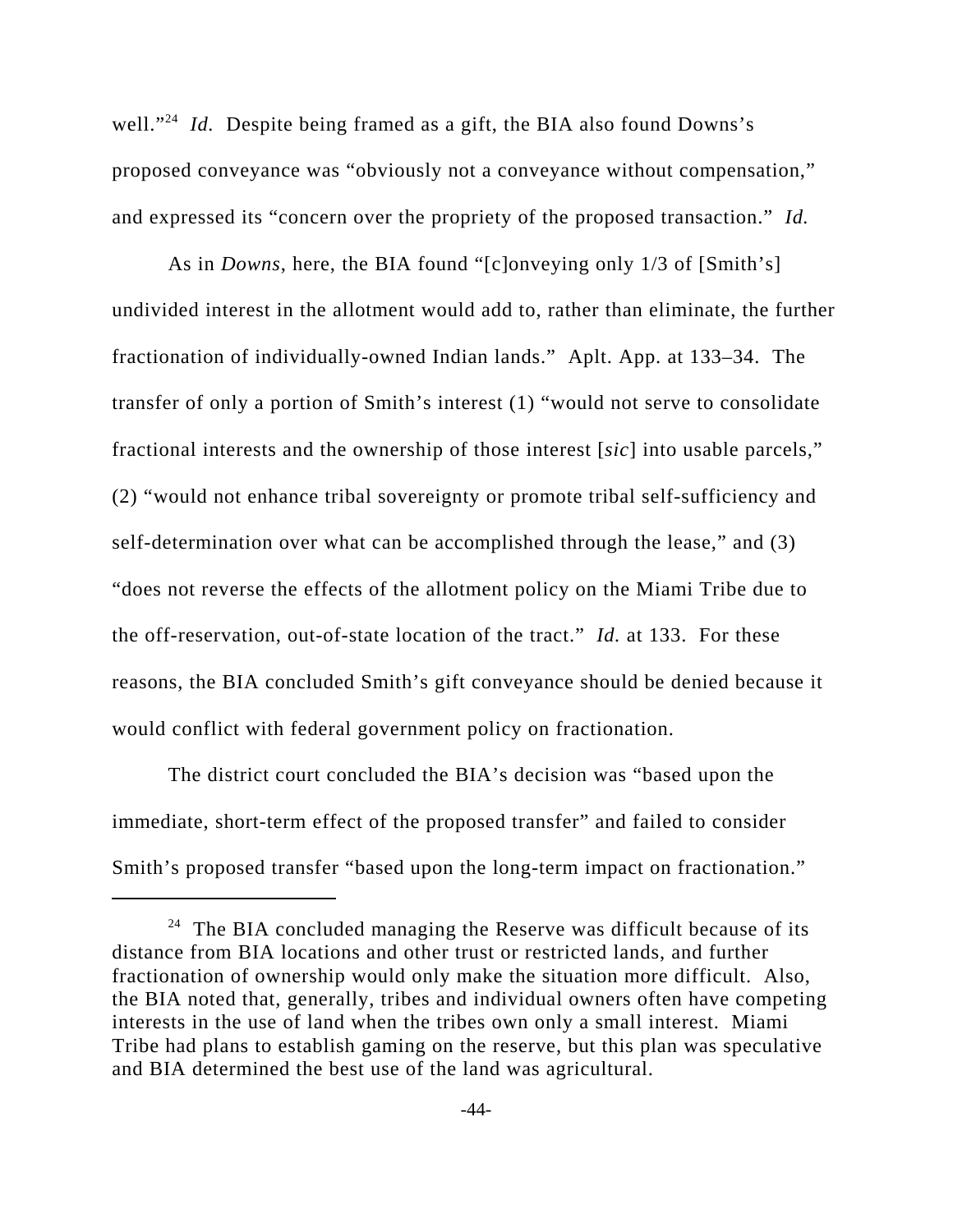well."[24] *Id.* Despite being framed as a gift, the BIA also found Downs's proposed conveyance was "obviously not a conveyance without compensation," and expressed its "concern over the propriety of the proposed transaction." *Id.*

As in *Downs*, here, the BIA found "[c]onveying only 1/3 of [Smith's] undivided interest in the allotment would add to, rather than eliminate, the further fractionation of individually-owned Indian lands." Aplt. App. at 133–34. The transfer of only a portion of Smith's interest (1) "would not serve to consolidate fractional interests and the ownership of those interest [*sic*] into usable parcels," (2) "would not enhance tribal sovereignty or promote tribal self-sufficiency and self-determination over what can be accomplished through the lease," and (3) "does not reverse the effects of the allotment policy on the Miami Tribe due to the off-reservation, out-of-state location of the tract." *Id.* at 133. For these reasons, the BIA concluded Smith's gift conveyance should be denied because it would conflict with federal government policy on fractionation.

The district court concluded the BIA's decision was "based upon the immediate, short-term effect of the proposed transfer" and failed to consider Smith's proposed transfer "based upon the long-term impact on fractionation."

---

[24] The BIA concluded managing the Reserve was difficult because of its distance from BIA locations and other trust or restricted lands, and further fractionation of ownership would only make the situation more difficult. Also, the BIA noted that, generally, tribes and individual owners often have competing interests in the use of land when the tribes own only a small interest. Miami Tribe had plans to establish gaming on the reserve, but this plan was speculative and BIA determined the best use of the land was agricultural.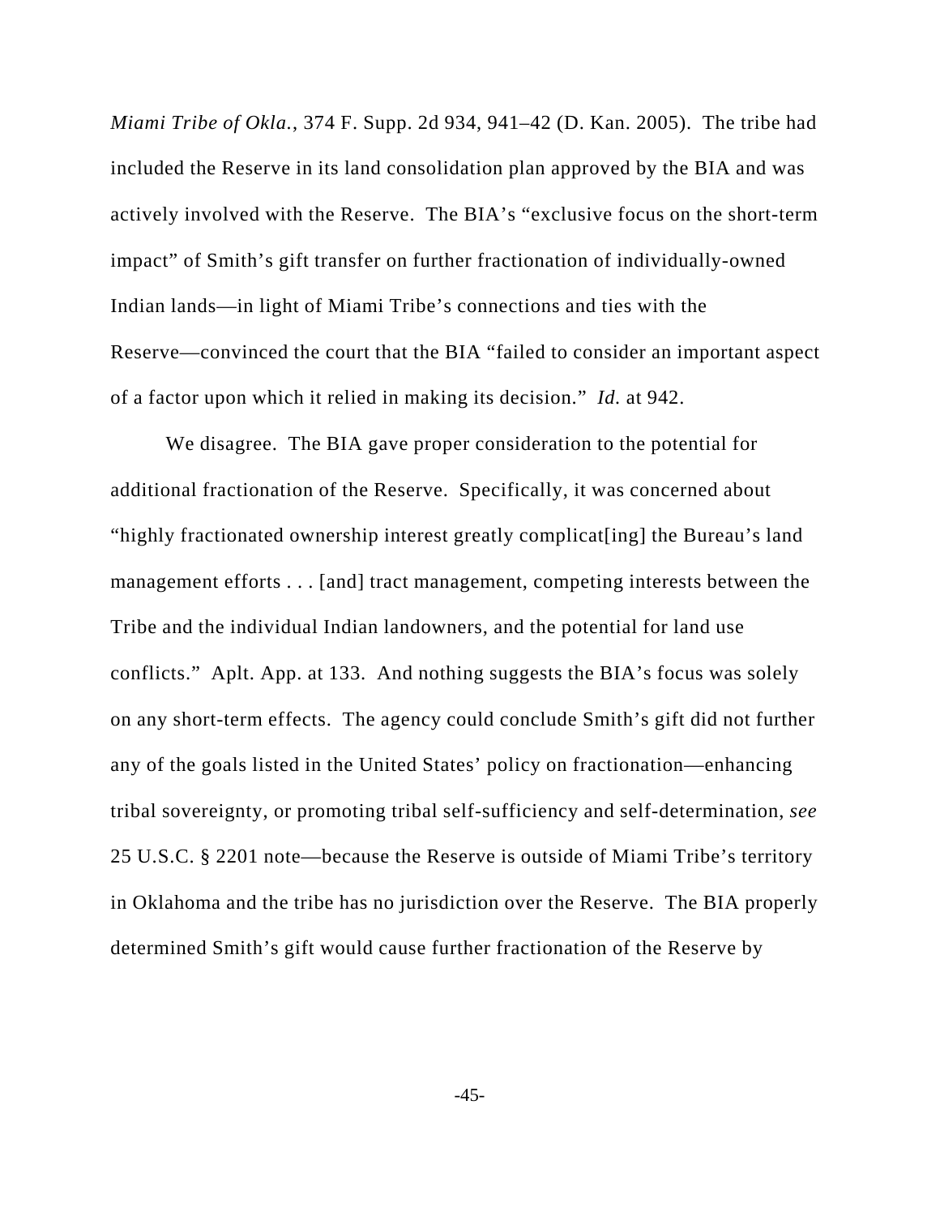*Miami Tribe of Okla.*, 374 F. Supp. 2d 934, 941–42 (D. Kan. 2005). The tribe had included the Reserve in its land consolidation plan approved by the BIA and was actively involved with the Reserve. The BIA's "exclusive focus on the short-term impact" of Smith's gift transfer on further fractionation of individually-owned Indian lands—in light of Miami Tribe's connections and ties with the Reserve—convinced the court that the BIA "failed to consider an important aspect of a factor upon which it relied in making its decision." *Id.* at 942.

We disagree. The BIA gave proper consideration to the potential for additional fractionation of the Reserve. Specifically, it was concerned about "highly fractionated ownership interest greatly complicat[ing] the Bureau's land management efforts . . . [and] tract management, competing interests between the Tribe and the individual Indian landowners, and the potential for land use conflicts." Aplt. App. at 133. And nothing suggests the BIA's focus was solely on any short-term effects. The agency could conclude Smith's gift did not further any of the goals listed in the United States' policy on fractionation—enhancing tribal sovereignty, or promoting tribal self-sufficiency and self-determination, *see* 25 U.S.C. § 2201 note—because the Reserve is outside of Miami Tribe's territory in Oklahoma and the tribe has no jurisdiction over the Reserve. The BIA properly determined Smith's gift would cause further fractionation of the Reserve by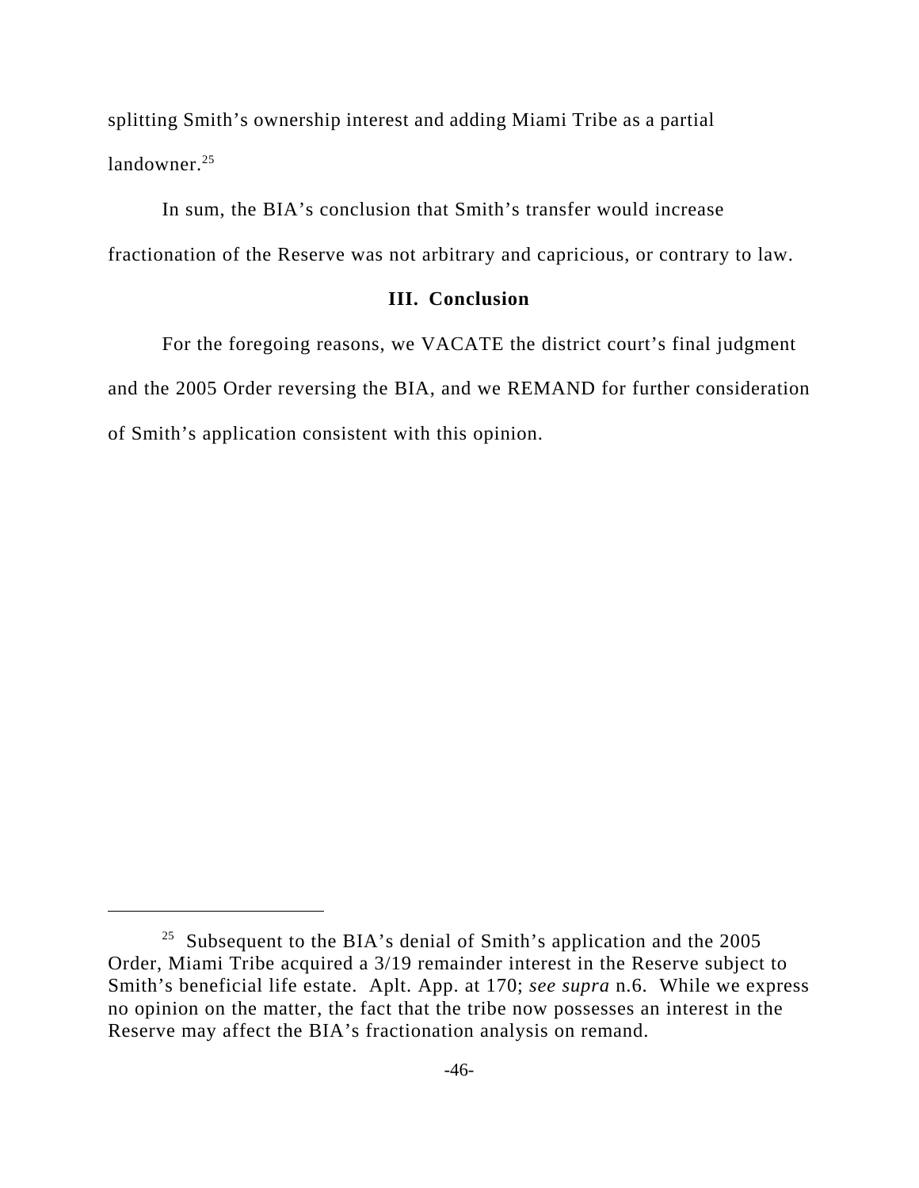splitting Smith's ownership interest and adding Miami Tribe as a partial landowner.[25]

In sum, the BIA's conclusion that Smith's transfer would increase fractionation of the Reserve was not arbitrary and capricious, or contrary to law.

### III. Conclusion

For the foregoing reasons, we VACATE the district court's final judgment and the 2005 Order reversing the BIA, and we REMAND for further consideration of Smith's application consistent with this opinion.

---

[25] Subsequent to the BIA's denial of Smith's application and the 2005 Order, Miami Tribe acquired a 3/19 remainder interest in the Reserve subject to Smith's beneficial life estate. Aplt. App. at 170; *see supra* n.6. While we express no opinion on the matter, the fact that the tribe now possesses an interest in the Reserve may affect the BIA's fractionation analysis on remand.